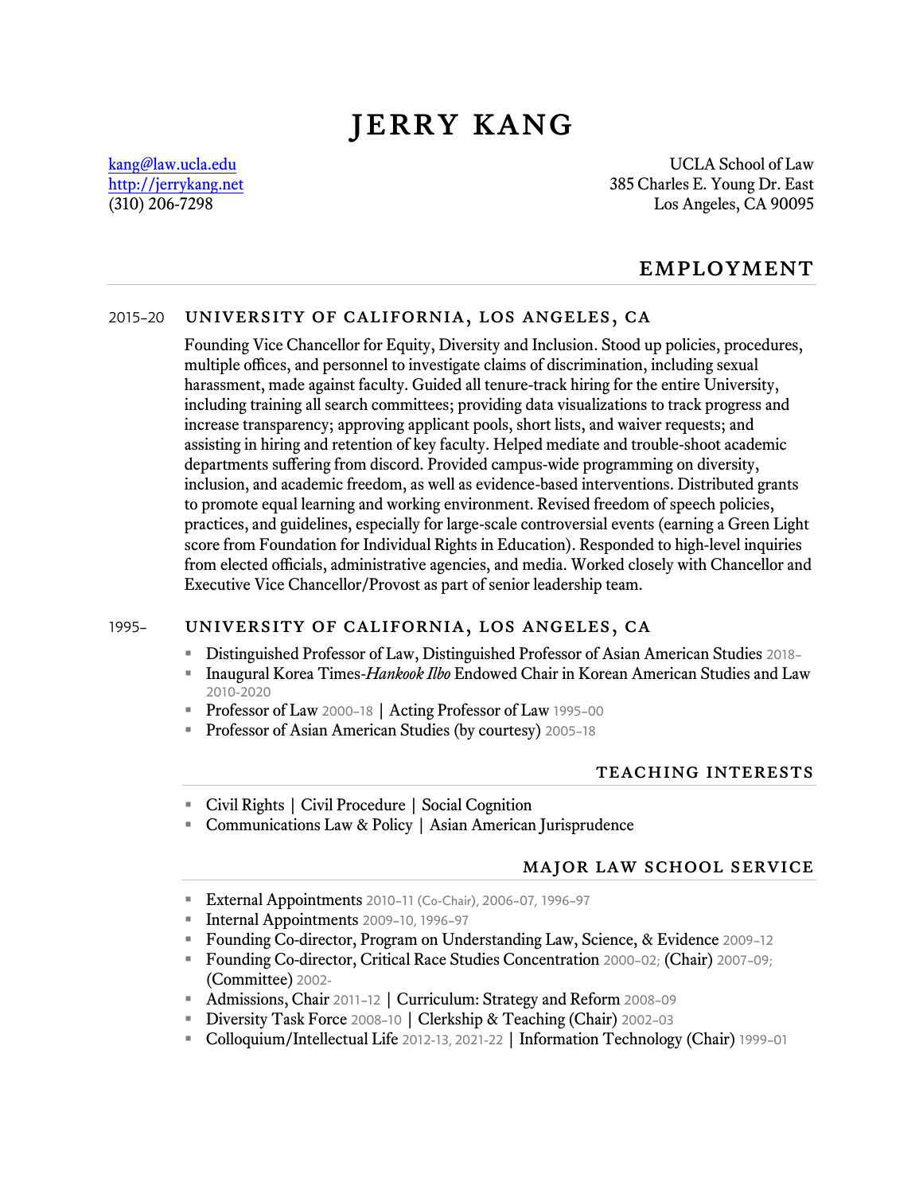# JERRY KANG

kang@law.ucla.edu
http://jerrykang.net
(310) 206-7298

UCLA School of Law
385 Charles E. Young Dr. East
Los Angeles, CA 90095

## EMPLOYMENT

### 2015–20 UNIVERSITY OF CALIFORNIA, LOS ANGELES, CA

Founding Vice Chancellor for Equity, Diversity and Inclusion. Stood up policies, procedures, multiple offices, and personnel to investigate claims of discrimination, including sexual harassment, made against faculty. Guided all tenure-track hiring for the entire University, including training all search committees; providing data visualizations to track progress and increase transparency; approving applicant pools, short lists, and waiver requests; and assisting in hiring and retention of key faculty. Helped mediate and trouble-shoot academic departments suffering from discord. Provided campus-wide programming on diversity, inclusion, and academic freedom, as well as evidence-based interventions. Distributed grants to promote equal learning and working environment. Revised freedom of speech policies, practices, and guidelines, especially for large-scale controversial events (earning a Green Light score from Foundation for Individual Rights in Education). Responded to high-level inquiries from elected officials, administrative agencies, and media. Worked closely with Chancellor and Executive Vice Chancellor/Provost as part of senior leadership team.

### 1995– UNIVERSITY OF CALIFORNIA, LOS ANGELES, CA

- Distinguished Professor of Law, Distinguished Professor of Asian American Studies 2018–
- Inaugural Korea Times-*Hankook Ilbo* Endowed Chair in Korean American Studies and Law 2010-2020
- Professor of Law 2000–18 | Acting Professor of Law 1995–00
- Professor of Asian American Studies (by courtesy) 2005–18

## TEACHING INTERESTS

- Civil Rights | Civil Procedure | Social Cognition
- Communications Law & Policy | Asian American Jurisprudence

## MAJOR LAW SCHOOL SERVICE

- External Appointments 2010–11 (Co-Chair), 2006–07, 1996–97
- Internal Appointments 2009–10, 1996–97
- Founding Co-director, Program on Understanding Law, Science, & Evidence 2009–12
- Founding Co-director, Critical Race Studies Concentration 2000–02; (Chair) 2007–09; (Committee) 2002-
- Admissions, Chair 2011–12 | Curriculum: Strategy and Reform 2008–09
- Diversity Task Force 2008–10 | Clerkship & Teaching (Chair) 2002–03
- Colloquium/Intellectual Life 2012-13, 2021-22 | Information Technology (Chair) 1999–01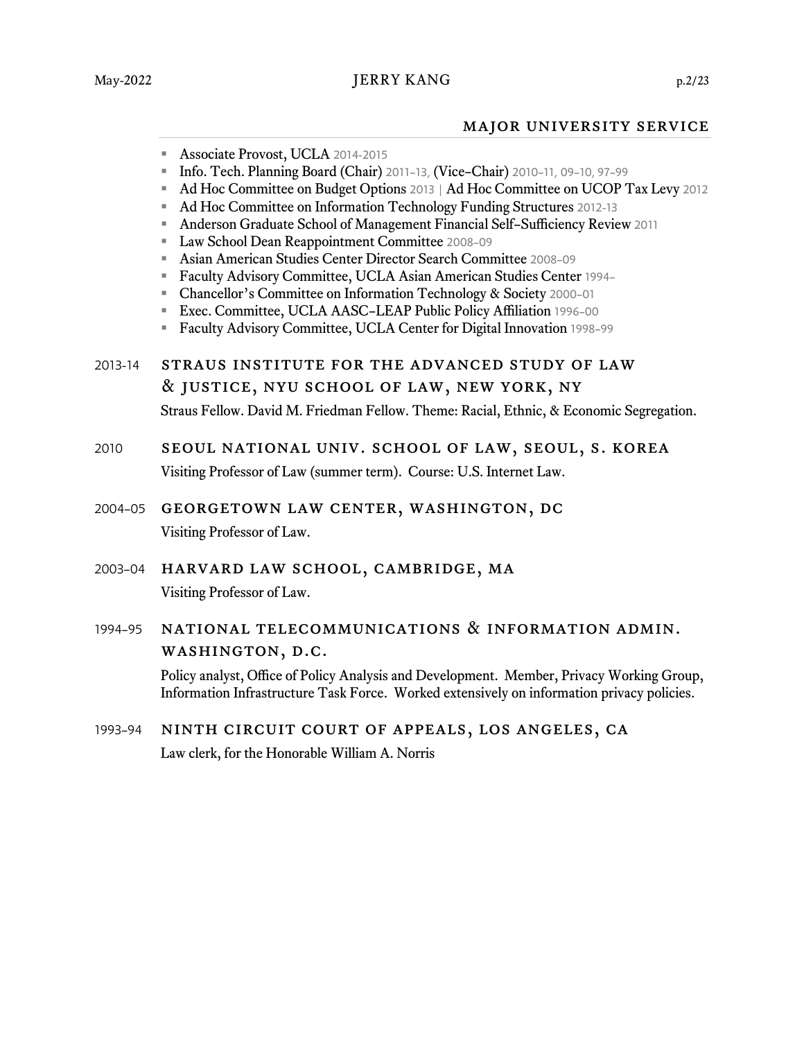## MAJOR UNIVERSITY SERVICE

- Associate Provost, UCLA 2014-2015
- Info. Tech. Planning Board (Chair) 2011–13, (Vice–Chair) 2010–11, 09–10, 97–99
- Ad Hoc Committee on Budget Options 2013 | Ad Hoc Committee on UCOP Tax Levy 2012
- Ad Hoc Committee on Information Technology Funding Structures 2012-13
- Anderson Graduate School of Management Financial Self-Sufficiency Review 2011
- Law School Dean Reappointment Committee 2008–09
- Asian American Studies Center Director Search Committee 2008–09
- Faculty Advisory Committee, UCLA Asian American Studies Center 1994–
- Chancellor's Committee on Information Technology & Society 2000–01
- Exec. Committee, UCLA AASC-LEAP Public Policy Affiliation 1996–00
- Faculty Advisory Committee, UCLA Center for Digital Innovation 1998–99

### 2013-14 STRAUS INSTITUTE FOR THE ADVANCED STUDY OF LAW & JUSTICE, NYU SCHOOL OF LAW, NEW YORK, NY

Straus Fellow. David M. Friedman Fellow. Theme: Racial, Ethnic, & Economic Segregation.

### 2010 SEOUL NATIONAL UNIV. SCHOOL OF LAW, SEOUL, S. KOREA

Visiting Professor of Law (summer term). Course: U.S. Internet Law.

### 2004–05 GEORGETOWN LAW CENTER, WASHINGTON, DC

Visiting Professor of Law.

### 2003–04 HARVARD LAW SCHOOL, CAMBRIDGE, MA

Visiting Professor of Law.

### 1994–95 NATIONAL TELECOMMUNICATIONS & INFORMATION ADMIN. WASHINGTON, D.C.

Policy analyst, Office of Policy Analysis and Development. Member, Privacy Working Group, Information Infrastructure Task Force. Worked extensively on information privacy policies.

### 1993–94 NINTH CIRCUIT COURT OF APPEALS, LOS ANGELES, CA

Law clerk, for the Honorable William A. Norris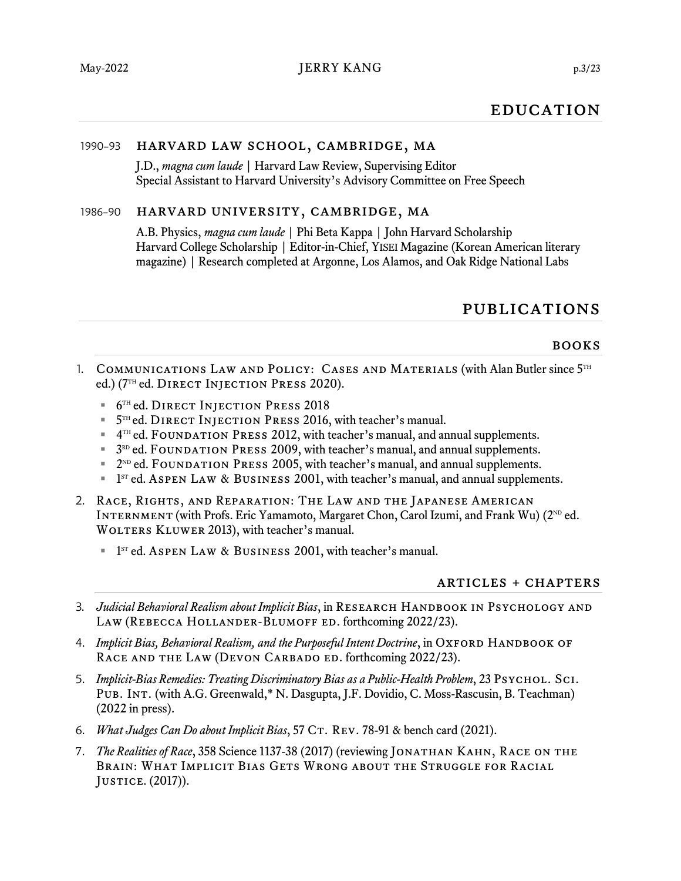## EDUCATION

### 1990–93 HARVARD LAW SCHOOL, CAMBRIDGE, MA

J.D., *magna cum laude* | Harvard Law Review, Supervising Editor
Special Assistant to Harvard University's Advisory Committee on Free Speech

### 1986–90 HARVARD UNIVERSITY, CAMBRIDGE, MA

A.B. Physics, *magna cum laude* | Phi Beta Kappa | John Harvard Scholarship
Harvard College Scholarship | Editor-in-Chief, YISEI Magazine (Korean American literary magazine) | Research completed at Argonne, Los Alamos, and Oak Ridge National Labs

## PUBLICATIONS

### BOOKS

1. COMMUNICATIONS LAW AND POLICY: CASES AND MATERIALS (with Alan Butler since 5TH ed.) (7TH ed. DIRECT INJECTION PRESS 2020).
   - 6TH ed. DIRECT INJECTION PRESS 2018
   - 5TH ed. DIRECT INJECTION PRESS 2016, with teacher's manual.
   - 4TH ed. FOUNDATION PRESS 2012, with teacher's manual, and annual supplements.
   - 3RD ed. FOUNDATION PRESS 2009, with teacher's manual, and annual supplements.
   - 2ND ed. FOUNDATION PRESS 2005, with teacher's manual, and annual supplements.
   - 1ST ed. ASPEN LAW & BUSINESS 2001, with teacher's manual, and annual supplements.
2. RACE, RIGHTS, AND REPARATION: THE LAW AND THE JAPANESE AMERICAN INTERNMENT (with Profs. Eric Yamamoto, Margaret Chon, Carol Izumi, and Frank Wu) (2ND ed. WOLTERS KLUWER 2013), with teacher's manual.
   - 1ST ed. ASPEN LAW & BUSINESS 2001, with teacher's manual.

### ARTICLES + CHAPTERS

3. *Judicial Behavioral Realism about Implicit Bias*, in RESEARCH HANDBOOK IN PSYCHOLOGY AND LAW (REBECCA HOLLANDER-BLUMOFF ED. forthcoming 2022/23).
4. *Implicit Bias, Behavioral Realism, and the Purposeful Intent Doctrine*, in OXFORD HANDBOOK OF RACE AND THE LAW (DEVON CARBADO ED. forthcoming 2022/23).
5. *Implicit-Bias Remedies: Treating Discriminatory Bias as a Public-Health Problem*, 23 PSYCHOL. SCI. PUB. INT. (with A.G. Greenwald,* N. Dasgupta, J.F. Dovidio, C. Moss-Rascusin, B. Teachman) (2022 in press).
6. *What Judges Can Do about Implicit Bias*, 57 CT. REV. 78-91 & bench card (2021).
7. *The Realities of Race*, 358 Science 1137-38 (2017) (reviewing JONATHAN KAHN, RACE ON THE BRAIN: WHAT IMPLICIT BIAS GETS WRONG ABOUT THE STRUGGLE FOR RACIAL JUSTICE. (2017)).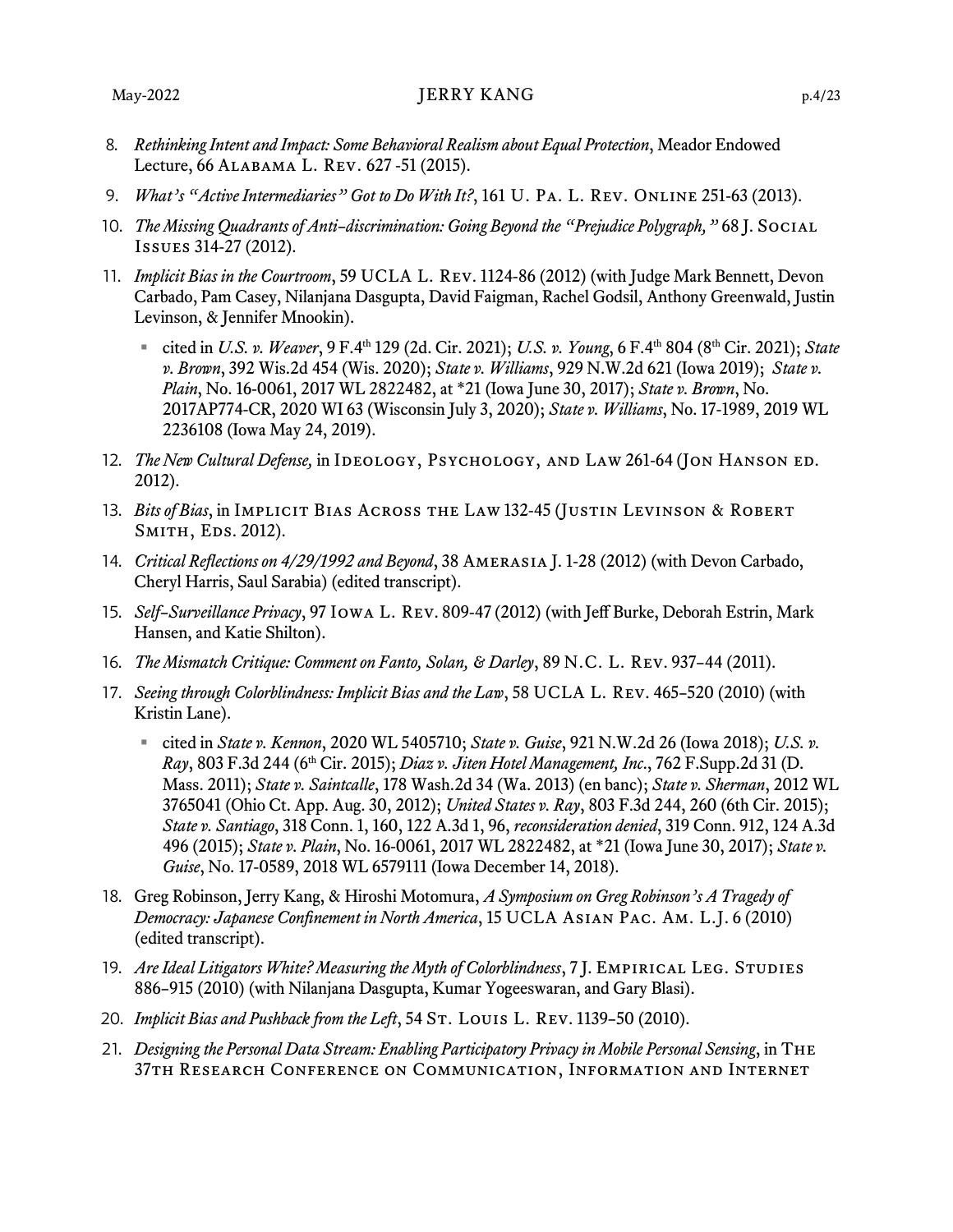8. *Rethinking Intent and Impact: Some Behavioral Realism about Equal Protection*, Meador Endowed Lecture, 66 Alabama L. Rev. 627 -51 (2015).
9. *What's "Active Intermediaries" Got to Do With It?*, 161 U. Pa. L. Rev. Online 251-63 (2013).
10. *The Missing Quadrants of Anti-discrimination: Going Beyond the "Prejudice Polygraph,"* 68 J. Social Issues 314-27 (2012).
11. *Implicit Bias in the Courtroom*, 59 UCLA L. Rev. 1124-86 (2012) (with Judge Mark Bennett, Devon Carbado, Pam Casey, Nilanjana Dasgupta, David Faigman, Rachel Godsil, Anthony Greenwald, Justin Levinson, & Jennifer Mnookin).
    - cited in *U.S. v. Weaver*, 9 F.4th 129 (2d. Cir. 2021); *U.S. v. Young*, 6 F.4th 804 (8th Cir. 2021); *State v. Brown*, 392 Wis.2d 454 (Wis. 2020); *State v. Williams*, 929 N.W.2d 621 (Iowa 2019); *State v. Plain*, No. 16-0061, 2017 WL 2822482, at *21 (Iowa June 30, 2017); *State v. Brown*, No. 2017AP774-CR, 2020 WI 63 (Wisconsin July 3, 2020); *State v. Williams*, No. 17-1989, 2019 WL 2236108 (Iowa May 24, 2019).
12. *The New Cultural Defense,* in Ideology, Psychology, and Law 261-64 (Jon Hanson ed. 2012).
13. *Bits of Bias*, in Implicit Bias Across the Law 132-45 (Justin Levinson & Robert Smith, Eds. 2012).
14. *Critical Reflections on 4/29/1992 and Beyond*, 38 Amerasia J. 1-28 (2012) (with Devon Carbado, Cheryl Harris, Saul Sarabia) (edited transcript).
15. *Self-Surveillance Privacy*, 97 Iowa L. Rev. 809-47 (2012) (with Jeff Burke, Deborah Estrin, Mark Hansen, and Katie Shilton).
16. *The Mismatch Critique: Comment on Fanto, Solan, & Darley*, 89 N.C. L. Rev. 937–44 (2011).
17. *Seeing through Colorblindness: Implicit Bias and the Law*, 58 UCLA L. Rev. 465–520 (2010) (with Kristin Lane).
    - cited in *State v. Kennon*, 2020 WL 5405710; *State v. Guise*, 921 N.W.2d 26 (Iowa 2018); *U.S. v. Ray*, 803 F.3d 244 (6th Cir. 2015); *Diaz v. Jiten Hotel Management, Inc.*, 762 F.Supp.2d 31 (D. Mass. 2011); *State v. Saintcalle*, 178 Wash.2d 34 (Wa. 2013) (en banc); *State v. Sherman*, 2012 WL 3765041 (Ohio Ct. App. Aug. 30, 2012); *United States v. Ray*, 803 F.3d 244, 260 (6th Cir. 2015); *State v. Santiago*, 318 Conn. 1, 160, 122 A.3d 1, 96, *reconsideration denied*, 319 Conn. 912, 124 A.3d 496 (2015); *State v. Plain*, No. 16-0061, 2017 WL 2822482, at *21 (Iowa June 30, 2017); *State v. Guise*, No. 17-0589, 2018 WL 6579111 (Iowa December 14, 2018).
18. Greg Robinson, Jerry Kang, & Hiroshi Motomura, *A Symposium on Greg Robinson's A Tragedy of Democracy: Japanese Confinement in North America*, 15 UCLA Asian Pac. Am. L.J. 6 (2010) (edited transcript).
19. *Are Ideal Litigators White? Measuring the Myth of Colorblindness*, 7 J. Empirical Leg. Studies 886–915 (2010) (with Nilanjana Dasgupta, Kumar Yogeeswaran, and Gary Blasi).
20. *Implicit Bias and Pushback from the Left*, 54 St. Louis L. Rev. 1139–50 (2010).
21. *Designing the Personal Data Stream: Enabling Participatory Privacy in Mobile Personal Sensing*, in The 37th Research Conference on Communication, Information and Internet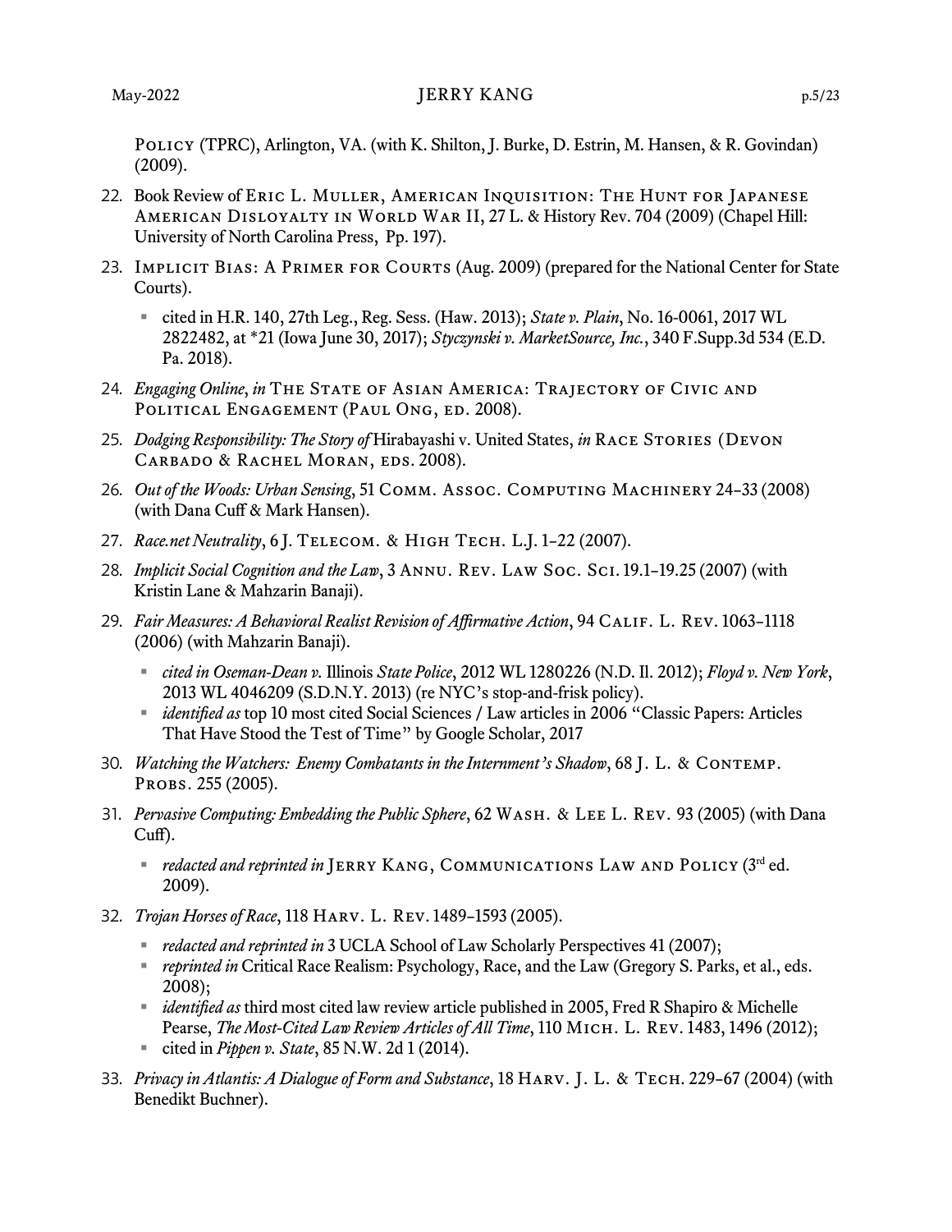Policy (TPRC), Arlington, VA. (with K. Shilton, J. Burke, D. Estrin, M. Hansen, & R. Govindan) (2009).

22. Book Review of Eric L. Muller, American Inquisition: The Hunt for Japanese American Disloyalty in World War II, 27 L. & History Rev. 704 (2009) (Chapel Hill: University of North Carolina Press, Pp. 197).

23. Implicit Bias: A Primer for Courts (Aug. 2009) (prepared for the National Center for State Courts).

    - cited in H.R. 140, 27th Leg., Reg. Sess. (Haw. 2013); *State v. Plain*, No. 16-0061, 2017 WL 2822482, at *21 (Iowa June 30, 2017); *Styczynski v. MarketSource, Inc.*, 340 F.Supp.3d 534 (E.D. Pa. 2018).

24. *Engaging Online*, *in* The State of Asian America: Trajectory of Civic and Political Engagement (Paul Ong, ed. 2008).

25. *Dodging Responsibility: The Story of* Hirabayashi v. United States, *in* Race Stories (Devon Carbado & Rachel Moran, eds. 2008).

26. *Out of the Woods: Urban Sensing*, 51 Comm. Assoc. Computing Machinery 24–33 (2008) (with Dana Cuff & Mark Hansen).

27. *Race.net Neutrality*, 6 J. Telecom. & High Tech. L.J. 1–22 (2007).

28. *Implicit Social Cognition and the Law*, 3 Annu. Rev. Law Soc. Sci. 19.1–19.25 (2007) (with Kristin Lane & Mahzarin Banaji).

29. *Fair Measures: A Behavioral Realist Revision of Affirmative Action*, 94 Calif. L. Rev. 1063–1118 (2006) (with Mahzarin Banaji).

    - *cited in Oseman-Dean v.* Illinois *State Police*, 2012 WL 1280226 (N.D. Il. 2012); *Floyd v. New York*, 2013 WL 4046209 (S.D.N.Y. 2013) (re NYC's stop-and-frisk policy).
    - *identified as* top 10 most cited Social Sciences / Law articles in 2006 "Classic Papers: Articles That Have Stood the Test of Time" by Google Scholar, 2017

30. *Watching the Watchers: Enemy Combatants in the Internment's Shadow*, 68 J. L. & Contemp. Probs. 255 (2005).

31. *Pervasive Computing: Embedding the Public Sphere*, 62 Wash. & Lee L. Rev. 93 (2005) (with Dana Cuff).

    - *redacted and reprinted in* Jerry Kang, Communications Law and Policy (3rd ed. 2009).

32. *Trojan Horses of Race*, 118 Harv. L. Rev. 1489–1593 (2005).

    - *redacted and reprinted in* 3 UCLA School of Law Scholarly Perspectives 41 (2007);
    - *reprinted in* Critical Race Realism: Psychology, Race, and the Law (Gregory S. Parks, et al., eds. 2008);
    - *identified as* third most cited law review article published in 2005, Fred R Shapiro & Michelle Pearse, *The Most-Cited Law Review Articles of All Time*, 110 Mich. L. Rev. 1483, 1496 (2012);
    - cited in *Pippen v. State*, 85 N.W. 2d 1 (2014).

33. *Privacy in Atlantis: A Dialogue of Form and Substance*, 18 Harv. J. L. & Tech. 229–67 (2004) (with Benedikt Buchner).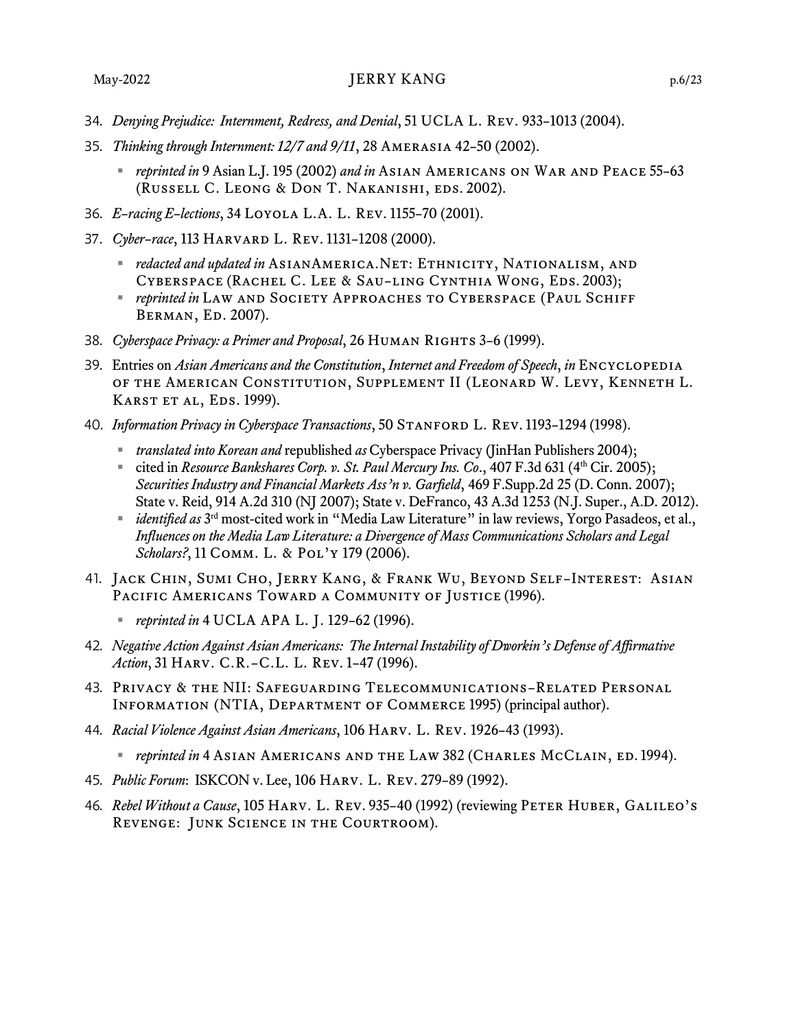34. *Denying Prejudice: Internment, Redress, and Denial*, 51 UCLA L. Rev. 933–1013 (2004).
35. *Thinking through Internment: 12/7 and 9/11*, 28 Amerasia 42–50 (2002).
    - *reprinted in* 9 Asian L.J. 195 (2002) *and in* Asian Americans on War and Peace 55–63 (Russell C. Leong & Don T. Nakanishi, eds. 2002).
36. *E-racing E-lections*, 34 Loyola L.A. L. Rev. 1155–70 (2001).
37. *Cyber-race*, 113 Harvard L. Rev. 1131–1208 (2000).
    - *redacted and updated in* AsianAmerica.Net: Ethnicity, Nationalism, and Cyberspace (Rachel C. Lee & Sau-ling Cynthia Wong, Eds. 2003);
    - *reprinted in* Law and Society Approaches to Cyberspace (Paul Schiff Berman, Ed. 2007).
38. *Cyberspace Privacy: a Primer and Proposal*, 26 Human Rights 3–6 (1999).
39. Entries on *Asian Americans and the Constitution*, *Internet and Freedom of Speech*, *in* Encyclopedia of the American Constitution, Supplement II (Leonard W. Levy, Kenneth L. Karst et al, Eds. 1999).
40. *Information Privacy in Cyberspace Transactions*, 50 Stanford L. Rev. 1193–1294 (1998).
    - *translated into Korean and* republished *as* Cyberspace Privacy (JinHan Publishers 2004);
    - cited in *Resource Bankshares Corp. v. St. Paul Mercury Ins. Co*., 407 F.3d 631 (4th Cir. 2005); *Securities Industry and Financial Markets Ass'n v. Garfield*, 469 F.Supp.2d 25 (D. Conn. 2007); State v. Reid, 914 A.2d 310 (NJ 2007); State v. DeFranco, 43 A.3d 1253 (N.J. Super., A.D. 2012).
    - *identified as* 3rd most-cited work in "Media Law Literature" in law reviews, Yorgo Pasadeos, et al., *Influences on the Media Law Literature: a Divergence of Mass Communications Scholars and Legal Scholars?*, 11 Comm. L. & Pol'y 179 (2006).
41. Jack Chin, Sumi Cho, Jerry Kang, & Frank Wu, Beyond Self-Interest: Asian Pacific Americans Toward a Community of Justice (1996).
    - *reprinted in* 4 UCLA APA L. J. 129–62 (1996).
42. *Negative Action Against Asian Americans: The Internal Instability of Dworkin's Defense of Affirmative Action*, 31 Harv. C.R.-C.L. L. Rev. 1–47 (1996).
43. Privacy & the NII: Safeguarding Telecommunications-Related Personal Information (NTIA, Department of Commerce 1995) (principal author).
44. *Racial Violence Against Asian Americans*, 106 Harv. L. Rev. 1926–43 (1993).
    - *reprinted in* 4 Asian Americans and the Law 382 (Charles McClain, ed. 1994).
45. *Public Forum*: ISKCON v. Lee, 106 Harv. L. Rev. 279–89 (1992).
46. *Rebel Without a Cause*, 105 Harv. L. Rev. 935–40 (1992) (reviewing Peter Huber, Galileo's Revenge: Junk Science in the Courtroom).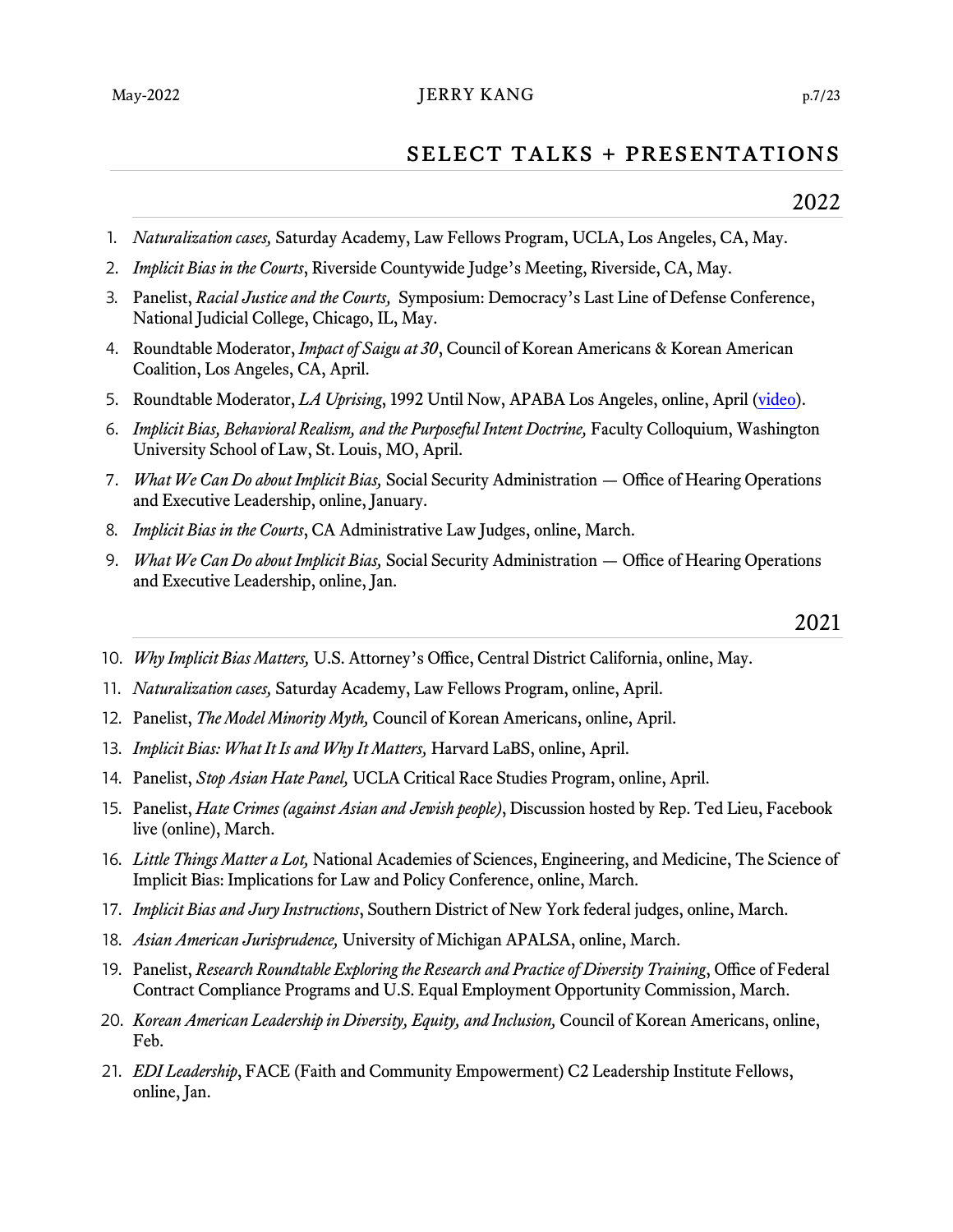## SELECT TALKS + PRESENTATIONS

### 2022

1. *Naturalization cases,* Saturday Academy, Law Fellows Program, UCLA, Los Angeles, CA, May.
2. *Implicit Bias in the Courts*, Riverside Countywide Judge's Meeting, Riverside, CA, May.
3. Panelist, *Racial Justice and the Courts,* Symposium: Democracy's Last Line of Defense Conference, National Judicial College, Chicago, IL, May.
4. Roundtable Moderator, *Impact of Saigu at 30*, Council of Korean Americans & Korean American Coalition, Los Angeles, CA, April.
5. Roundtable Moderator, *LA Uprising*, 1992 Until Now, APABA Los Angeles, online, April (video).
6. *Implicit Bias, Behavioral Realism, and the Purposeful Intent Doctrine,* Faculty Colloquium, Washington University School of Law, St. Louis, MO, April.
7. *What We Can Do about Implicit Bias,* Social Security Administration — Office of Hearing Operations and Executive Leadership, online, January.
8. *Implicit Bias in the Courts*, CA Administrative Law Judges, online, March.
9. *What We Can Do about Implicit Bias,* Social Security Administration — Office of Hearing Operations and Executive Leadership, online, Jan.

### 2021

10. *Why Implicit Bias Matters,* U.S. Attorney's Office, Central District California, online, May.
11. *Naturalization cases,* Saturday Academy, Law Fellows Program, online, April.
12. Panelist, *The Model Minority Myth,* Council of Korean Americans, online, April.
13. *Implicit Bias: What It Is and Why It Matters,* Harvard LaBS, online, April.
14. Panelist, *Stop Asian Hate Panel,* UCLA Critical Race Studies Program, online, April.
15. Panelist, *Hate Crimes (against Asian and Jewish people)*, Discussion hosted by Rep. Ted Lieu, Facebook live (online), March.
16. *Little Things Matter a Lot,* National Academies of Sciences, Engineering, and Medicine, The Science of Implicit Bias: Implications for Law and Policy Conference, online, March.
17. *Implicit Bias and Jury Instructions*, Southern District of New York federal judges, online, March.
18. *Asian American Jurisprudence,* University of Michigan APALSA, online, March.
19. Panelist, *Research Roundtable Exploring the Research and Practice of Diversity Training*, Office of Federal Contract Compliance Programs and U.S. Equal Employment Opportunity Commission, March.
20. *Korean American Leadership in Diversity, Equity, and Inclusion,* Council of Korean Americans, online, Feb.
21. *EDI Leadership*, FACE (Faith and Community Empowerment) C2 Leadership Institute Fellows, online, Jan.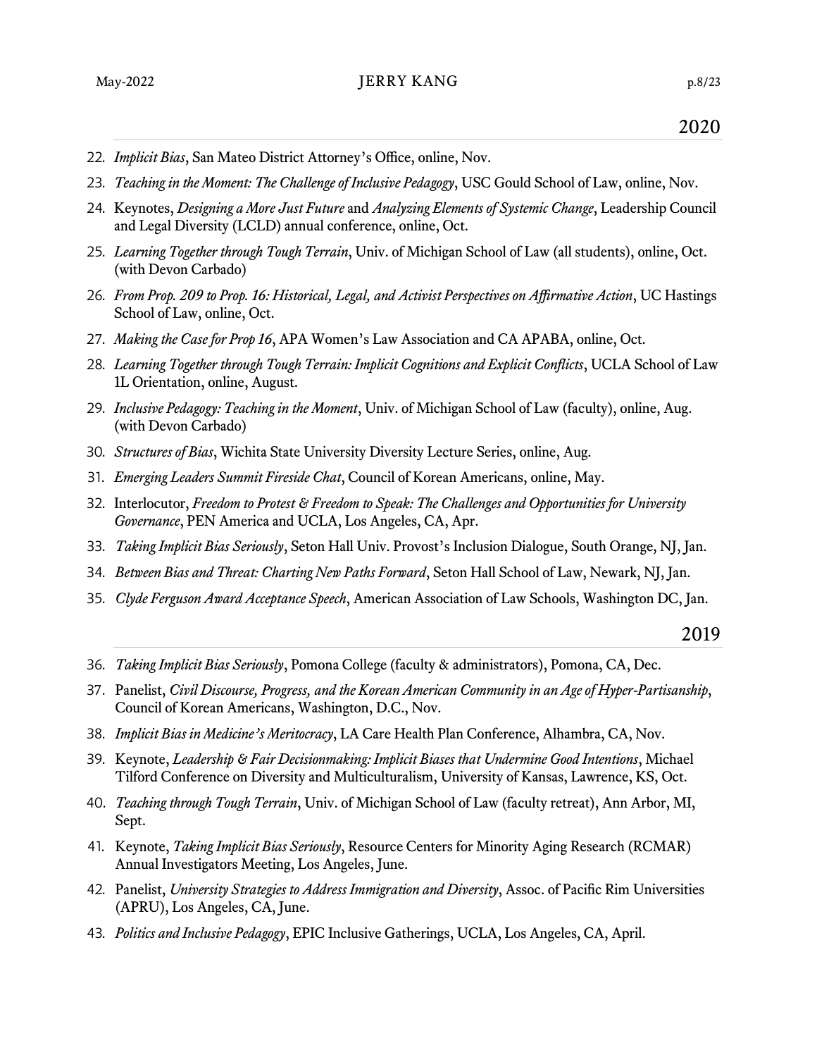## 2020

22. *Implicit Bias*, San Mateo District Attorney's Office, online, Nov.
23. *Teaching in the Moment: The Challenge of Inclusive Pedagogy*, USC Gould School of Law, online, Nov.
24. Keynotes, *Designing a More Just Future* and *Analyzing Elements of Systemic Change*, Leadership Council and Legal Diversity (LCLD) annual conference, online, Oct.
25. *Learning Together through Tough Terrain*, Univ. of Michigan School of Law (all students), online, Oct. (with Devon Carbado)
26. *From Prop. 209 to Prop. 16: Historical, Legal, and Activist Perspectives on Affirmative Action*, UC Hastings School of Law, online, Oct.
27. *Making the Case for Prop 16*, APA Women's Law Association and CA APABA, online, Oct.
28. *Learning Together through Tough Terrain: Implicit Cognitions and Explicit Conflicts*, UCLA School of Law 1L Orientation, online, August.
29. *Inclusive Pedagogy: Teaching in the Moment*, Univ. of Michigan School of Law (faculty), online, Aug. (with Devon Carbado)
30. *Structures of Bias*, Wichita State University Diversity Lecture Series, online, Aug.
31. *Emerging Leaders Summit Fireside Chat*, Council of Korean Americans, online, May.
32. Interlocutor, *Freedom to Protest & Freedom to Speak: The Challenges and Opportunities for University Governance*, PEN America and UCLA, Los Angeles, CA, Apr.
33. *Taking Implicit Bias Seriously*, Seton Hall Univ. Provost's Inclusion Dialogue, South Orange, NJ, Jan.
34. *Between Bias and Threat: Charting New Paths Forward*, Seton Hall School of Law, Newark, NJ, Jan.
35. *Clyde Ferguson Award Acceptance Speech*, American Association of Law Schools, Washington DC, Jan.

## 2019

36. *Taking Implicit Bias Seriously*, Pomona College (faculty & administrators), Pomona, CA, Dec.
37. Panelist, *Civil Discourse, Progress, and the Korean American Community in an Age of Hyper-Partisanship*, Council of Korean Americans, Washington, D.C., Nov.
38. *Implicit Bias in Medicine's Meritocracy*, LA Care Health Plan Conference, Alhambra, CA, Nov.
39. Keynote, *Leadership & Fair Decisionmaking: Implicit Biases that Undermine Good Intentions*, Michael Tilford Conference on Diversity and Multiculturalism, University of Kansas, Lawrence, KS, Oct.
40. *Teaching through Tough Terrain*, Univ. of Michigan School of Law (faculty retreat), Ann Arbor, MI, Sept.
41. Keynote, *Taking Implicit Bias Seriously*, Resource Centers for Minority Aging Research (RCMAR) Annual Investigators Meeting, Los Angeles, June.
42. Panelist, *University Strategies to Address Immigration and Diversity*, Assoc. of Pacific Rim Universities (APRU), Los Angeles, CA, June.
43. *Politics and Inclusive Pedagogy*, EPIC Inclusive Gatherings, UCLA, Los Angeles, CA, April.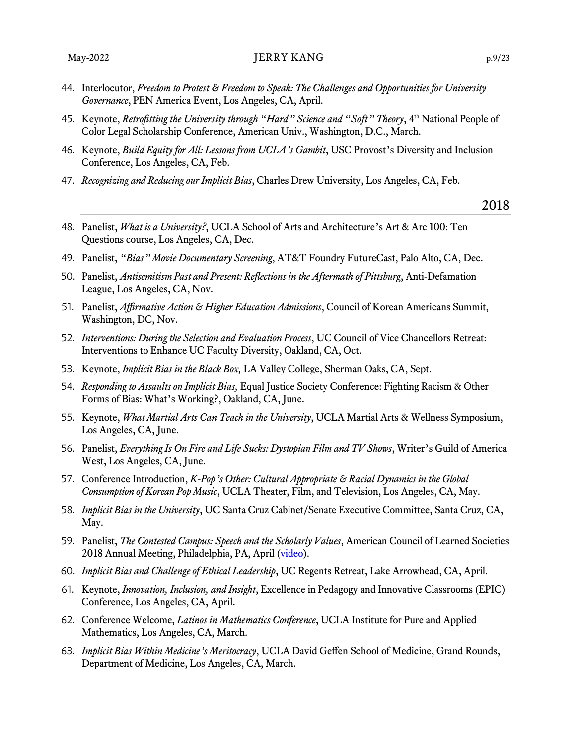44. Interlocutor, *Freedom to Protest & Freedom to Speak: The Challenges and Opportunities for University Governance*, PEN America Event, Los Angeles, CA, April.
45. Keynote, *Retrofitting the University through "Hard" Science and "Soft" Theory*, 4th National People of Color Legal Scholarship Conference, American Univ., Washington, D.C., March.
46. Keynote, *Build Equity for All: Lessons from UCLA's Gambit*, USC Provost's Diversity and Inclusion Conference, Los Angeles, CA, Feb.
47. *Recognizing and Reducing our Implicit Bias*, Charles Drew University, Los Angeles, CA, Feb.

## 2018

48. Panelist, *What is a University?*, UCLA School of Arts and Architecture's Art & Arc 100: Ten Questions course, Los Angeles, CA, Dec.
49. Panelist, *"Bias" Movie Documentary Screening*, AT&T Foundry FutureCast, Palo Alto, CA, Dec.
50. Panelist, *Antisemitism Past and Present: Reflections in the Aftermath of Pittsburg*, Anti-Defamation League, Los Angeles, CA, Nov.
51. Panelist, *Affirmative Action & Higher Education Admissions*, Council of Korean Americans Summit, Washington, DC, Nov.
52. *Interventions: During the Selection and Evaluation Process*, UC Council of Vice Chancellors Retreat: Interventions to Enhance UC Faculty Diversity, Oakland, CA, Oct.
53. Keynote, *Implicit Bias in the Black Box,* LA Valley College, Sherman Oaks, CA, Sept.
54. *Responding to Assaults on Implicit Bias,* Equal Justice Society Conference: Fighting Racism & Other Forms of Bias: What's Working?, Oakland, CA, June.
55. Keynote, *What Martial Arts Can Teach in the University*, UCLA Martial Arts & Wellness Symposium, Los Angeles, CA, June.
56. Panelist, *Everything Is On Fire and Life Sucks: Dystopian Film and TV Shows*, Writer's Guild of America West, Los Angeles, CA, June.
57. Conference Introduction, *K-Pop's Other: Cultural Appropriate & Racial Dynamics in the Global Consumption of Korean Pop Music*, UCLA Theater, Film, and Television, Los Angeles, CA, May.
58. *Implicit Bias in the University*, UC Santa Cruz Cabinet/Senate Executive Committee, Santa Cruz, CA, May.
59. Panelist, *The Contested Campus: Speech and the Scholarly Values*, American Council of Learned Societies 2018 Annual Meeting, Philadelphia, PA, April (video).
60. *Implicit Bias and Challenge of Ethical Leadership*, UC Regents Retreat, Lake Arrowhead, CA, April.
61. Keynote, *Innovation, Inclusion, and Insight*, Excellence in Pedagogy and Innovative Classrooms (EPIC) Conference, Los Angeles, CA, April.
62. Conference Welcome, *Latinos in Mathematics Conference*, UCLA Institute for Pure and Applied Mathematics, Los Angeles, CA, March.
63. *Implicit Bias Within Medicine's Meritocracy*, UCLA David Geffen School of Medicine, Grand Rounds, Department of Medicine, Los Angeles, CA, March.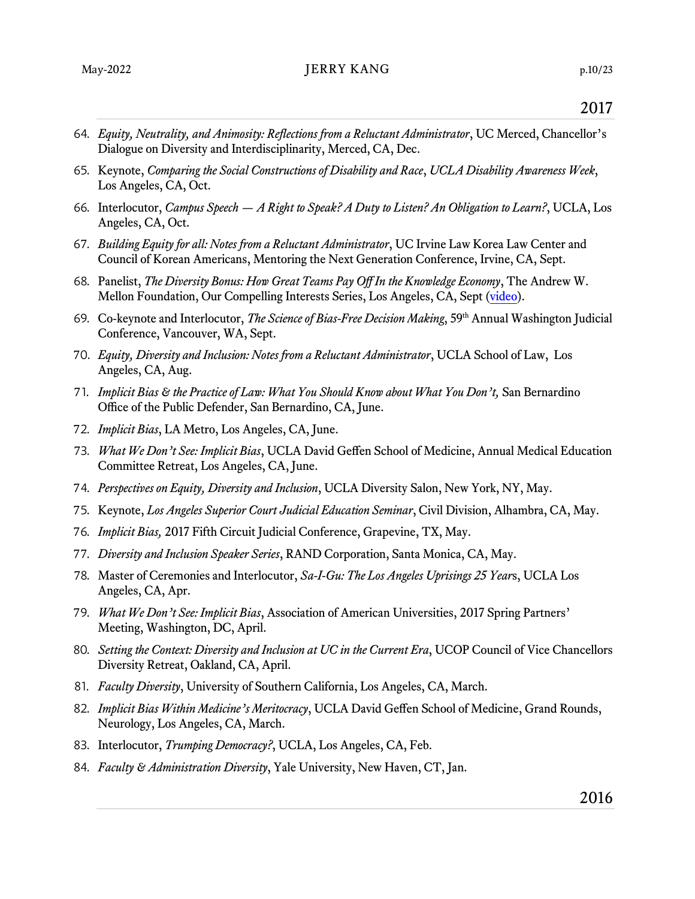## 2017

64. *Equity, Neutrality, and Animosity: Reflections from a Reluctant Administrator*, UC Merced, Chancellor's Dialogue on Diversity and Interdisciplinarity, Merced, CA, Dec.
65. Keynote, *Comparing the Social Constructions of Disability and Race*, *UCLA Disability Awareness Week*, Los Angeles, CA, Oct.
66. Interlocutor, *Campus Speech — A Right to Speak? A Duty to Listen? An Obligation to Learn?*, UCLA, Los Angeles, CA, Oct.
67. *Building Equity for all: Notes from a Reluctant Administrator*, UC Irvine Law Korea Law Center and Council of Korean Americans, Mentoring the Next Generation Conference, Irvine, CA, Sept.
68. Panelist, *The Diversity Bonus: How Great Teams Pay Off In the Knowledge Economy*, The Andrew W. Mellon Foundation, Our Compelling Interests Series, Los Angeles, CA, Sept (video).
69. Co-keynote and Interlocutor, *The Science of Bias-Free Decision Making*, 59th Annual Washington Judicial Conference, Vancouver, WA, Sept.
70. *Equity, Diversity and Inclusion: Notes from a Reluctant Administrator*, UCLA School of Law, Los Angeles, CA, Aug.
71. *Implicit Bias & the Practice of Law: What You Should Know about What You Don't,* San Bernardino Office of the Public Defender, San Bernardino, CA, June.
72. *Implicit Bias*, LA Metro, Los Angeles, CA, June.
73. *What We Don't See: Implicit Bias*, UCLA David Geffen School of Medicine, Annual Medical Education Committee Retreat, Los Angeles, CA, June.
74. *Perspectives on Equity, Diversity and Inclusion*, UCLA Diversity Salon, New York, NY, May.
75. Keynote, *Los Angeles Superior Court Judicial Education Seminar*, Civil Division, Alhambra, CA, May.
76. *Implicit Bias,* 2017 Fifth Circuit Judicial Conference, Grapevine, TX, May.
77. *Diversity and Inclusion Speaker Series*, RAND Corporation, Santa Monica, CA, May.
78. Master of Ceremonies and Interlocutor, *Sa-I-Gu: The Los Angeles Uprisings 25 Year*s, UCLA Los Angeles, CA, Apr.
79. *What We Don't See: Implicit Bias*, Association of American Universities, 2017 Spring Partners' Meeting, Washington, DC, April.
80. *Setting the Context: Diversity and Inclusion at UC in the Current Era*, UCOP Council of Vice Chancellors Diversity Retreat, Oakland, CA, April.
81. *Faculty Diversity*, University of Southern California, Los Angeles, CA, March.
82. *Implicit Bias Within Medicine's Meritocracy*, UCLA David Geffen School of Medicine, Grand Rounds, Neurology, Los Angeles, CA, March.
83. Interlocutor, *Trumping Democracy?*, UCLA, Los Angeles, CA, Feb.
84. *Faculty & Administration Diversity*, Yale University, New Haven, CT, Jan.

## 2016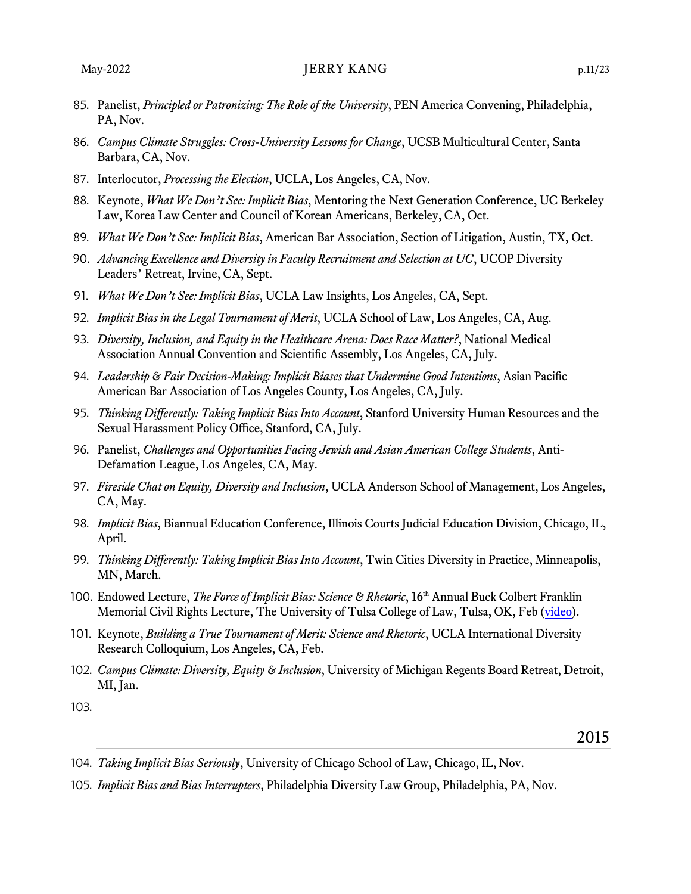85. Panelist, *Principled or Patronizing: The Role of the University*, PEN America Convening, Philadelphia, PA, Nov.
86. *Campus Climate Struggles: Cross-University Lessons for Change*, UCSB Multicultural Center, Santa Barbara, CA, Nov.
87. Interlocutor, *Processing the Election*, UCLA, Los Angeles, CA, Nov.
88. Keynote, *What We Don't See: Implicit Bias*, Mentoring the Next Generation Conference, UC Berkeley Law, Korea Law Center and Council of Korean Americans, Berkeley, CA, Oct.
89. *What We Don't See: Implicit Bias*, American Bar Association, Section of Litigation, Austin, TX, Oct.
90. *Advancing Excellence and Diversity in Faculty Recruitment and Selection at UC*, UCOP Diversity Leaders' Retreat, Irvine, CA, Sept.
91. *What We Don't See: Implicit Bias*, UCLA Law Insights, Los Angeles, CA, Sept.
92. *Implicit Bias in the Legal Tournament of Merit*, UCLA School of Law, Los Angeles, CA, Aug.
93. *Diversity, Inclusion, and Equity in the Healthcare Arena: Does Race Matter?*, National Medical Association Annual Convention and Scientific Assembly, Los Angeles, CA, July.
94. *Leadership & Fair Decision-Making: Implicit Biases that Undermine Good Intentions*, Asian Pacific American Bar Association of Los Angeles County, Los Angeles, CA, July.
95. *Thinking Differently: Taking Implicit Bias Into Account*, Stanford University Human Resources and the Sexual Harassment Policy Office, Stanford, CA, July.
96. Panelist, *Challenges and Opportunities Facing Jewish and Asian American College Students*, Anti-Defamation League, Los Angeles, CA, May.
97. *Fireside Chat on Equity, Diversity and Inclusion*, UCLA Anderson School of Management, Los Angeles, CA, May.
98. *Implicit Bias*, Biannual Education Conference, Illinois Courts Judicial Education Division, Chicago, IL, April.
99. *Thinking Differently: Taking Implicit Bias Into Account*, Twin Cities Diversity in Practice, Minneapolis, MN, March.
100. Endowed Lecture, *The Force of Implicit Bias: Science & Rhetoric*, 16th Annual Buck Colbert Franklin Memorial Civil Rights Lecture, The University of Tulsa College of Law, Tulsa, OK, Feb (video).
101. Keynote, *Building a True Tournament of Merit: Science and Rhetoric*, UCLA International Diversity Research Colloquium, Los Angeles, CA, Feb.
102. *Campus Climate: Diversity, Equity & Inclusion*, University of Michigan Regents Board Retreat, Detroit, MI, Jan.
103. 

## 2015

104. *Taking Implicit Bias Seriously*, University of Chicago School of Law, Chicago, IL, Nov.
105. *Implicit Bias and Bias Interrupters*, Philadelphia Diversity Law Group, Philadelphia, PA, Nov.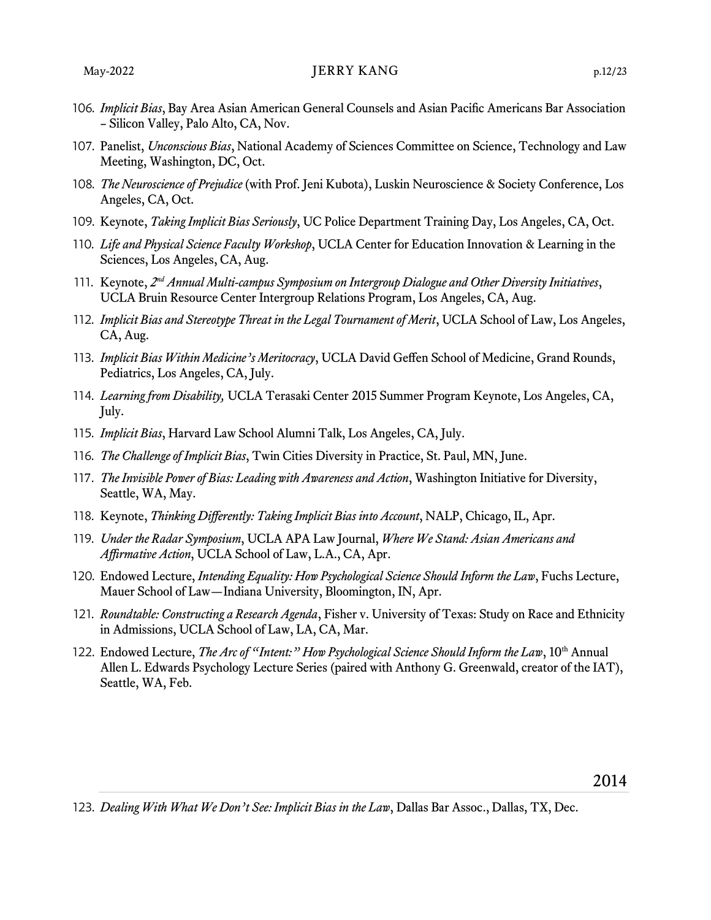106. *Implicit Bias*, Bay Area Asian American General Counsels and Asian Pacific Americans Bar Association – Silicon Valley, Palo Alto, CA, Nov.
107. Panelist, *Unconscious Bias*, National Academy of Sciences Committee on Science, Technology and Law Meeting, Washington, DC, Oct.
108. *The Neuroscience of Prejudice* (with Prof. Jeni Kubota), Luskin Neuroscience & Society Conference, Los Angeles, CA, Oct.
109. Keynote, *Taking Implicit Bias Seriously*, UC Police Department Training Day, Los Angeles, CA, Oct.
110. *Life and Physical Science Faculty Workshop*, UCLA Center for Education Innovation & Learning in the Sciences, Los Angeles, CA, Aug.
111. Keynote, *2nd Annual Multi-campus Symposium on Intergroup Dialogue and Other Diversity Initiatives*, UCLA Bruin Resource Center Intergroup Relations Program, Los Angeles, CA, Aug.
112. *Implicit Bias and Stereotype Threat in the Legal Tournament of Merit*, UCLA School of Law, Los Angeles, CA, Aug.
113. *Implicit Bias Within Medicine's Meritocracy*, UCLA David Geffen School of Medicine, Grand Rounds, Pediatrics, Los Angeles, CA, July.
114. *Learning from Disability,* UCLA Terasaki Center 2015 Summer Program Keynote, Los Angeles, CA, July.
115. *Implicit Bias*, Harvard Law School Alumni Talk, Los Angeles, CA, July.
116. *The Challenge of Implicit Bias*, Twin Cities Diversity in Practice, St. Paul, MN, June.
117. *The Invisible Power of Bias: Leading with Awareness and Action*, Washington Initiative for Diversity, Seattle, WA, May.
118. Keynote, *Thinking Differently: Taking Implicit Bias into Account*, NALP, Chicago, IL, Apr.
119. *Under the Radar Symposium*, UCLA APA Law Journal, *Where We Stand: Asian Americans and Affirmative Action*, UCLA School of Law, L.A., CA, Apr.
120. Endowed Lecture, *Intending Equality: How Psychological Science Should Inform the Law*, Fuchs Lecture, Mauer School of Law—Indiana University, Bloomington, IN, Apr.
121. *Roundtable: Constructing a Research Agenda*, Fisher v. University of Texas: Study on Race and Ethnicity in Admissions, UCLA School of Law, LA, CA, Mar.
122. Endowed Lecture, *The Arc of "Intent:" How Psychological Science Should Inform the Law*, 10th Annual Allen L. Edwards Psychology Lecture Series (paired with Anthony G. Greenwald, creator of the IAT), Seattle, WA, Feb.

## 2014

123. *Dealing With What We Don't See: Implicit Bias in the Law*, Dallas Bar Assoc., Dallas, TX, Dec.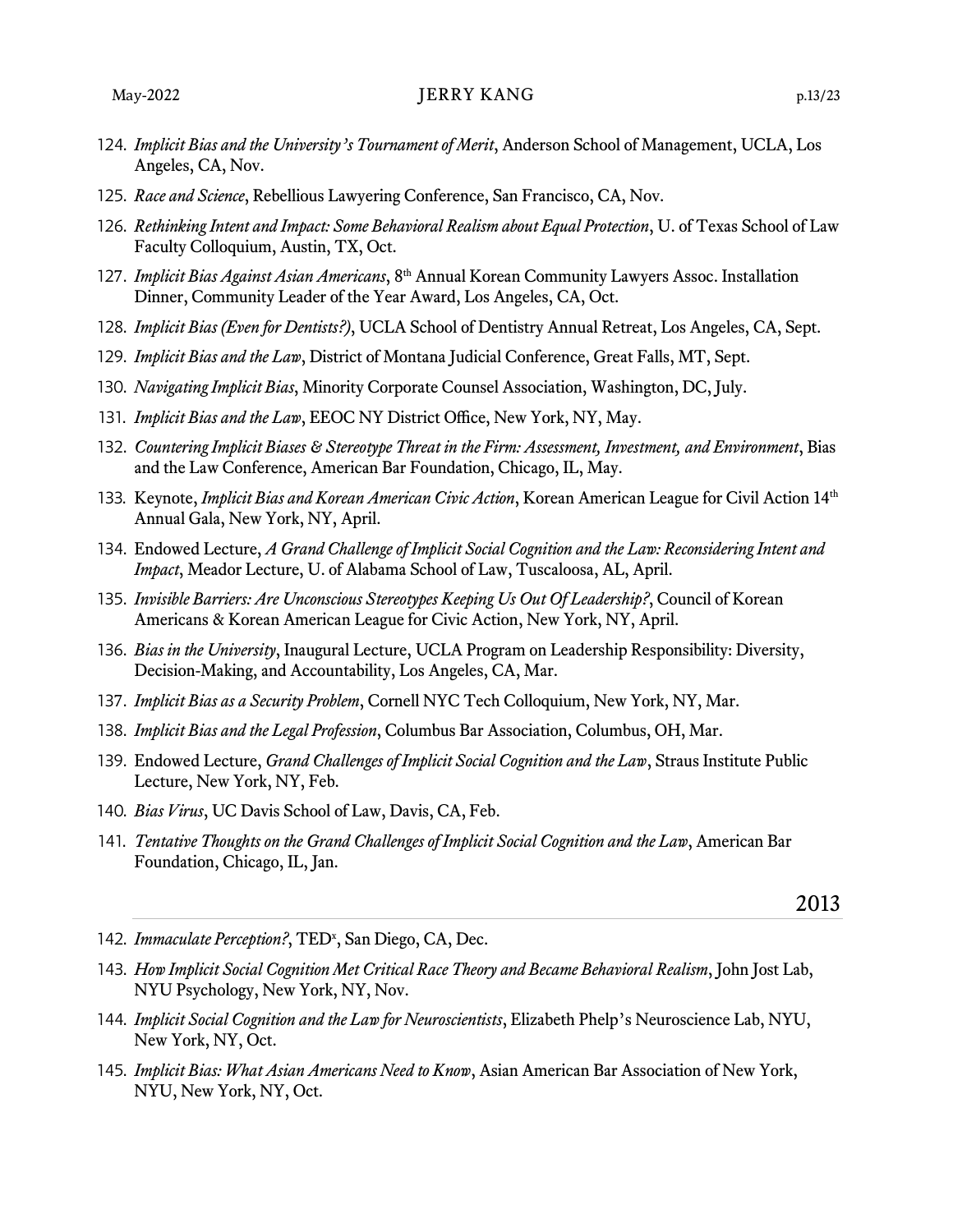124. *Implicit Bias and the University's Tournament of Merit*, Anderson School of Management, UCLA, Los Angeles, CA, Nov.
125. *Race and Science*, Rebellious Lawyering Conference, San Francisco, CA, Nov.
126. *Rethinking Intent and Impact: Some Behavioral Realism about Equal Protection*, U. of Texas School of Law Faculty Colloquium, Austin, TX, Oct.
127. *Implicit Bias Against Asian Americans*, 8th Annual Korean Community Lawyers Assoc. Installation Dinner, Community Leader of the Year Award, Los Angeles, CA, Oct.
128. *Implicit Bias (Even for Dentists?)*, UCLA School of Dentistry Annual Retreat, Los Angeles, CA, Sept.
129. *Implicit Bias and the Law*, District of Montana Judicial Conference, Great Falls, MT, Sept.
130. *Navigating Implicit Bias*, Minority Corporate Counsel Association, Washington, DC, July.
131. *Implicit Bias and the Law*, EEOC NY District Office, New York, NY, May.
132. *Countering Implicit Biases & Stereotype Threat in the Firm: Assessment, Investment, and Environment*, Bias and the Law Conference, American Bar Foundation, Chicago, IL, May.
133. Keynote, *Implicit Bias and Korean American Civic Action*, Korean American League for Civil Action 14th Annual Gala, New York, NY, April.
134. Endowed Lecture, *A Grand Challenge of Implicit Social Cognition and the Law: Reconsidering Intent and Impact*, Meador Lecture, U. of Alabama School of Law, Tuscaloosa, AL, April.
135. *Invisible Barriers: Are Unconscious Stereotypes Keeping Us Out Of Leadership?*, Council of Korean Americans & Korean American League for Civic Action, New York, NY, April.
136. *Bias in the University*, Inaugural Lecture, UCLA Program on Leadership Responsibility: Diversity, Decision-Making, and Accountability, Los Angeles, CA, Mar.
137. *Implicit Bias as a Security Problem*, Cornell NYC Tech Colloquium, New York, NY, Mar.
138. *Implicit Bias and the Legal Profession*, Columbus Bar Association, Columbus, OH, Mar.
139. Endowed Lecture, *Grand Challenges of Implicit Social Cognition and the Law*, Straus Institute Public Lecture, New York, NY, Feb.
140. *Bias Virus*, UC Davis School of Law, Davis, CA, Feb.
141. *Tentative Thoughts on the Grand Challenges of Implicit Social Cognition and the Law*, American Bar Foundation, Chicago, IL, Jan.

## 2013

142. *Immaculate Perception?*, TEDx, San Diego, CA, Dec.
143. *How Implicit Social Cognition Met Critical Race Theory and Became Behavioral Realism*, John Jost Lab, NYU Psychology, New York, NY, Nov.
144. *Implicit Social Cognition and the Law for Neuroscientists*, Elizabeth Phelp's Neuroscience Lab, NYU, New York, NY, Oct.
145. *Implicit Bias: What Asian Americans Need to Know*, Asian American Bar Association of New York, NYU, New York, NY, Oct.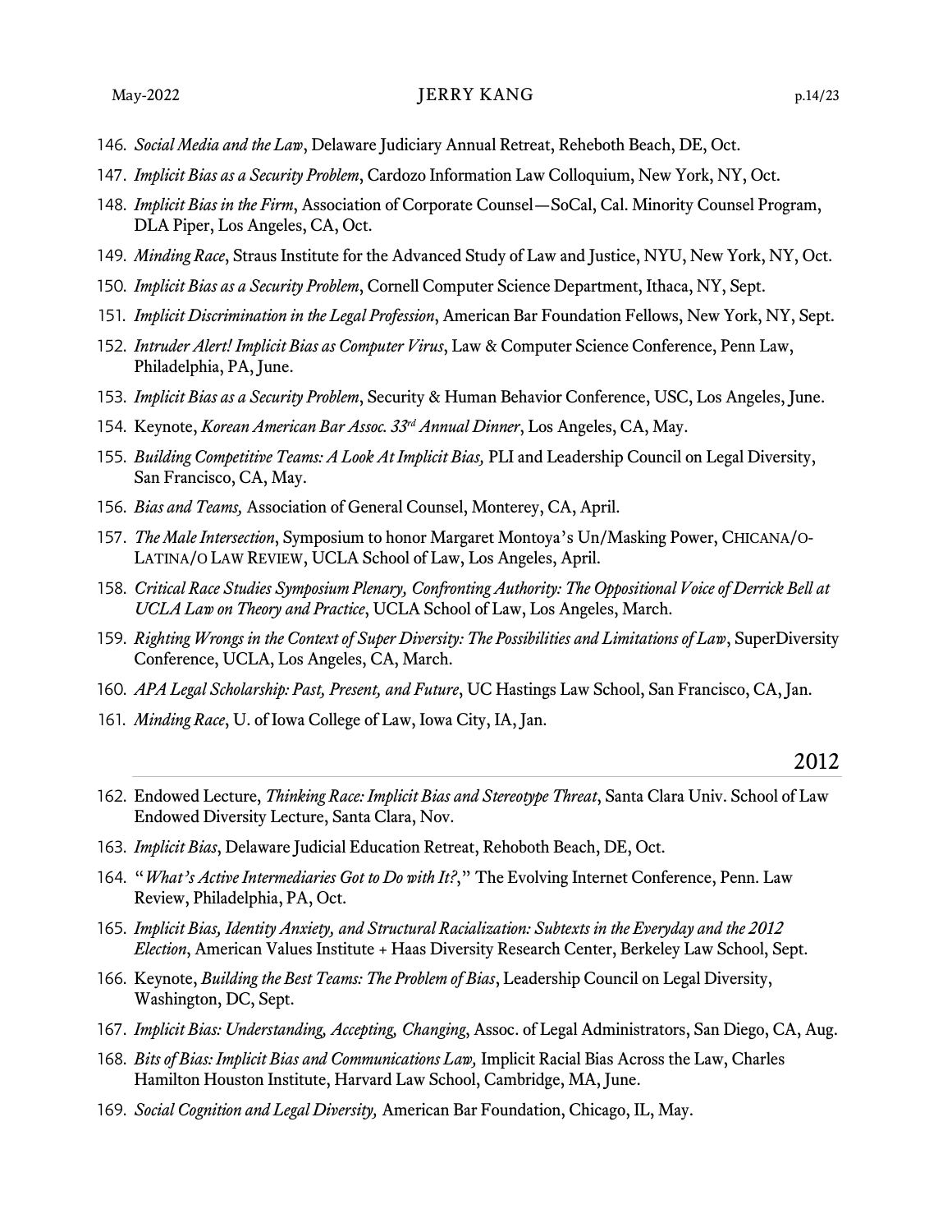146. *Social Media and the Law*, Delaware Judiciary Annual Retreat, Reheboth Beach, DE, Oct.
147. *Implicit Bias as a Security Problem*, Cardozo Information Law Colloquium, New York, NY, Oct.
148. *Implicit Bias in the Firm*, Association of Corporate Counsel—SoCal, Cal. Minority Counsel Program, DLA Piper, Los Angeles, CA, Oct.
149. *Minding Race*, Straus Institute for the Advanced Study of Law and Justice, NYU, New York, NY, Oct.
150. *Implicit Bias as a Security Problem*, Cornell Computer Science Department, Ithaca, NY, Sept.
151. *Implicit Discrimination in the Legal Profession*, American Bar Foundation Fellows, New York, NY, Sept.
152. *Intruder Alert! Implicit Bias as Computer Virus*, Law & Computer Science Conference, Penn Law, Philadelphia, PA, June.
153. *Implicit Bias as a Security Problem*, Security & Human Behavior Conference, USC, Los Angeles, June.
154. Keynote, *Korean American Bar Assoc. 33rd Annual Dinner*, Los Angeles, CA, May.
155. *Building Competitive Teams: A Look At Implicit Bias,* PLI and Leadership Council on Legal Diversity, San Francisco, CA, May.
156. *Bias and Teams,* Association of General Counsel, Monterey, CA, April.
157. *The Male Intersection*, Symposium to honor Margaret Montoya's Un/Masking Power, CHICANA/O-LATINA/O LAW REVIEW, UCLA School of Law, Los Angeles, April.
158. *Critical Race Studies Symposium Plenary, Confronting Authority: The Oppositional Voice of Derrick Bell at UCLA Law on Theory and Practice*, UCLA School of Law, Los Angeles, March.
159. *Righting Wrongs in the Context of Super Diversity: The Possibilities and Limitations of Law*, SuperDiversity Conference, UCLA, Los Angeles, CA, March.
160. *APA Legal Scholarship: Past, Present, and Future*, UC Hastings Law School, San Francisco, CA, Jan.
161. *Minding Race*, U. of Iowa College of Law, Iowa City, IA, Jan.

## 2012

162. Endowed Lecture, *Thinking Race: Implicit Bias and Stereotype Threat*, Santa Clara Univ. School of Law Endowed Diversity Lecture, Santa Clara, Nov.
163. *Implicit Bias*, Delaware Judicial Education Retreat, Rehoboth Beach, DE, Oct.
164. "*What's Active Intermediaries Got to Do with It?*," The Evolving Internet Conference, Penn. Law Review, Philadelphia, PA, Oct.
165. *Implicit Bias, Identity Anxiety, and Structural Racialization: Subtexts in the Everyday and the 2012 Election*, American Values Institute + Haas Diversity Research Center, Berkeley Law School, Sept.
166. Keynote, *Building the Best Teams: The Problem of Bias*, Leadership Council on Legal Diversity, Washington, DC, Sept.
167. *Implicit Bias: Understanding, Accepting, Changing*, Assoc. of Legal Administrators, San Diego, CA, Aug.
168. *Bits of Bias: Implicit Bias and Communications Law,* Implicit Racial Bias Across the Law, Charles Hamilton Houston Institute, Harvard Law School, Cambridge, MA, June.
169. *Social Cognition and Legal Diversity,* American Bar Foundation, Chicago, IL, May.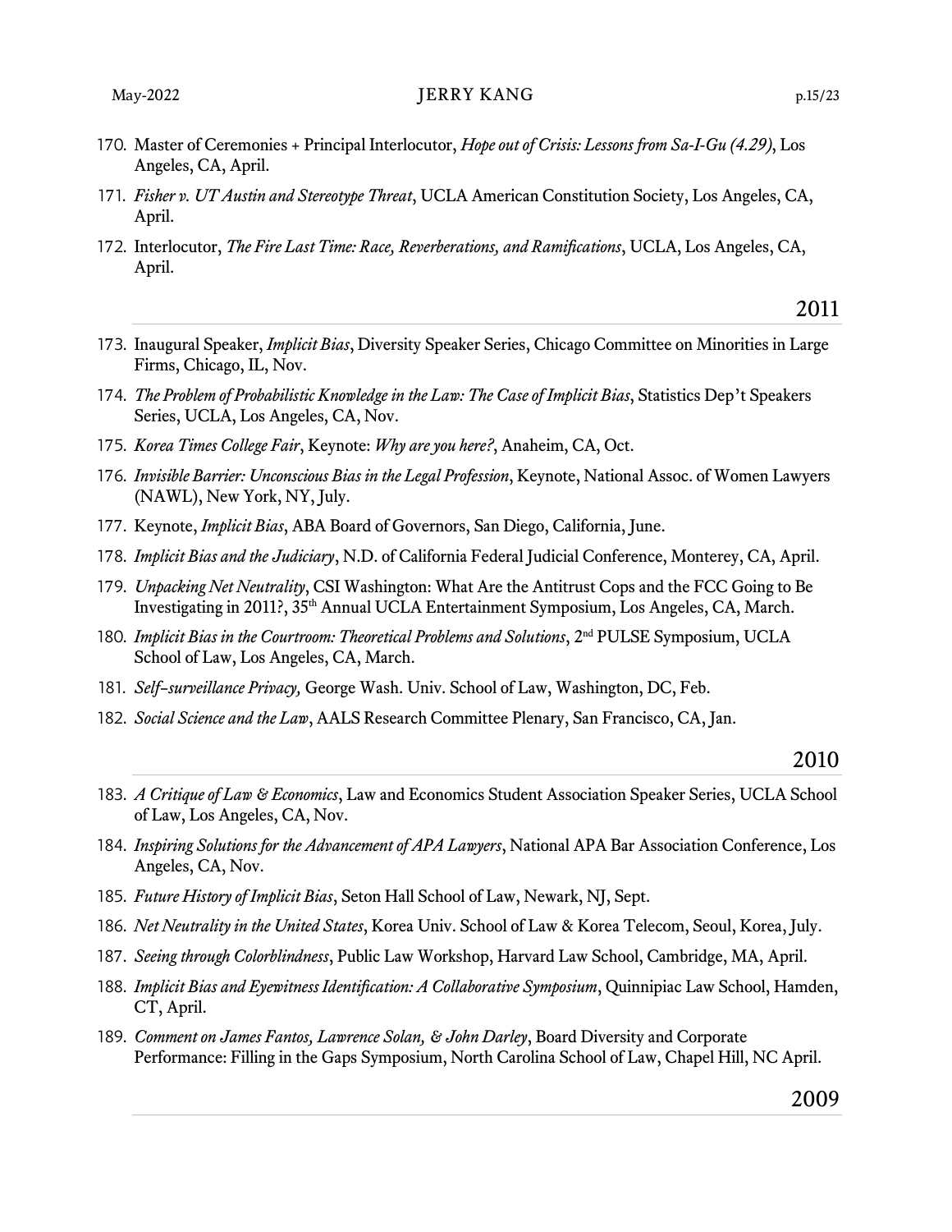170. Master of Ceremonies + Principal Interlocutor, *Hope out of Crisis: Lessons from Sa-I-Gu (4.29)*, Los Angeles, CA, April.

171. *Fisher v. UT Austin and Stereotype Threat*, UCLA American Constitution Society, Los Angeles, CA, April.

172. Interlocutor, *The Fire Last Time: Race, Reverberations, and Ramifications*, UCLA, Los Angeles, CA, April.

## 2011

173. Inaugural Speaker, *Implicit Bias*, Diversity Speaker Series, Chicago Committee on Minorities in Large Firms, Chicago, IL, Nov.

174. *The Problem of Probabilistic Knowledge in the Law: The Case of Implicit Bias*, Statistics Dep't Speakers Series, UCLA, Los Angeles, CA, Nov.

175. *Korea Times College Fair*, Keynote: *Why are you here?*, Anaheim, CA, Oct.

176. *Invisible Barrier: Unconscious Bias in the Legal Profession*, Keynote, National Assoc. of Women Lawyers (NAWL), New York, NY, July.

177. Keynote, *Implicit Bias*, ABA Board of Governors, San Diego, California, June.

178. *Implicit Bias and the Judiciary*, N.D. of California Federal Judicial Conference, Monterey, CA, April.

179. *Unpacking Net Neutrality*, CSI Washington: What Are the Antitrust Cops and the FCC Going to Be Investigating in 2011?, 35th Annual UCLA Entertainment Symposium, Los Angeles, CA, March.

180. *Implicit Bias in the Courtroom: Theoretical Problems and Solutions*, 2nd PULSE Symposium, UCLA School of Law, Los Angeles, CA, March.

181. *Self-surveillance Privacy,* George Wash. Univ. School of Law, Washington, DC, Feb.

182. *Social Science and the Law*, AALS Research Committee Plenary, San Francisco, CA, Jan.

## 2010

183. *A Critique of Law & Economics*, Law and Economics Student Association Speaker Series, UCLA School of Law, Los Angeles, CA, Nov.

184. *Inspiring Solutions for the Advancement of APA Lawyers*, National APA Bar Association Conference, Los Angeles, CA, Nov.

185. *Future History of Implicit Bias*, Seton Hall School of Law, Newark, NJ, Sept.

186. *Net Neutrality in the United States*, Korea Univ. School of Law & Korea Telecom, Seoul, Korea, July.

187. *Seeing through Colorblindness*, Public Law Workshop, Harvard Law School, Cambridge, MA, April.

188. *Implicit Bias and Eyewitness Identification: A Collaborative Symposium*, Quinnipiac Law School, Hamden, CT, April.

189. *Comment on James Fantos, Lawrence Solan, & John Darley*, Board Diversity and Corporate Performance: Filling in the Gaps Symposium, North Carolina School of Law, Chapel Hill, NC April.

## 2009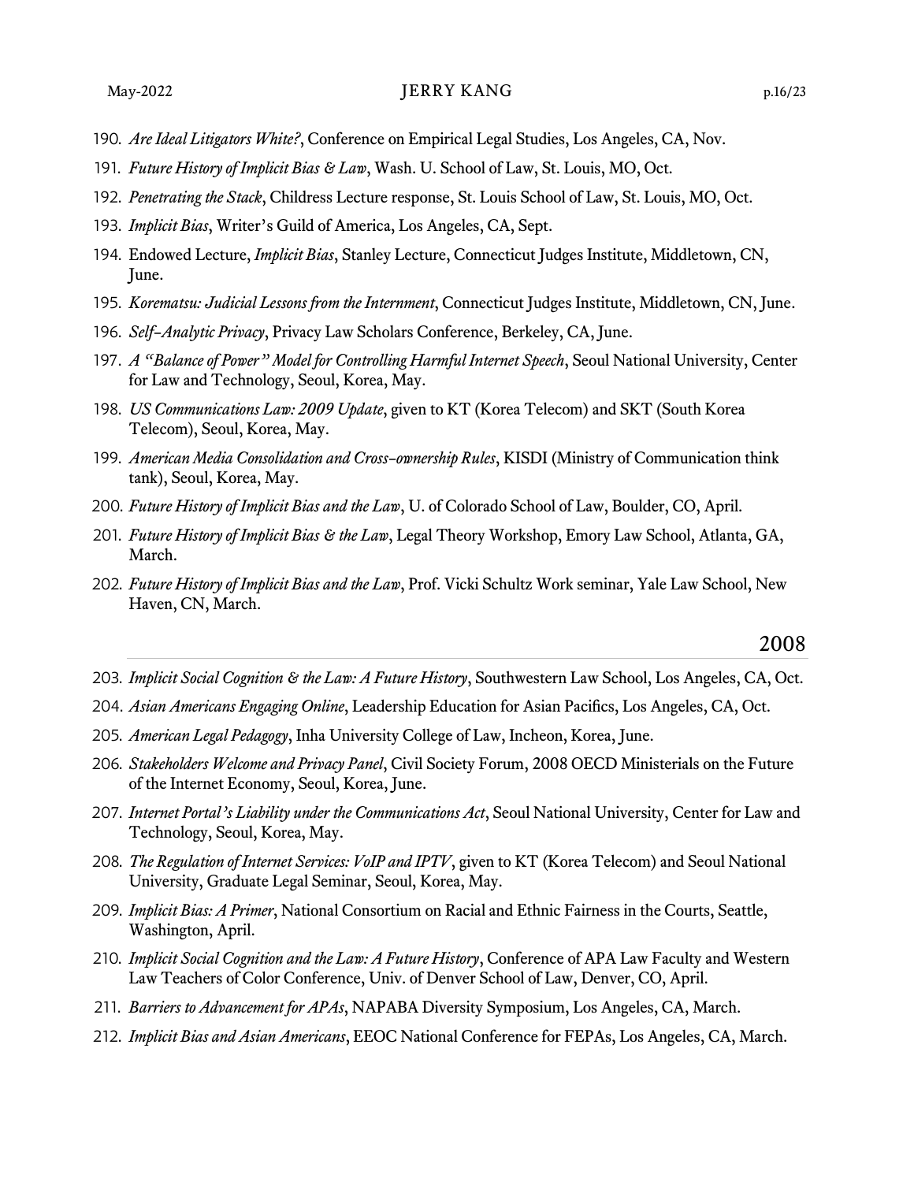190. *Are Ideal Litigators White?*, Conference on Empirical Legal Studies, Los Angeles, CA, Nov.
191. *Future History of Implicit Bias & Law*, Wash. U. School of Law, St. Louis, MO, Oct.
192. *Penetrating the Stack*, Childress Lecture response, St. Louis School of Law, St. Louis, MO, Oct.
193. *Implicit Bias*, Writer's Guild of America, Los Angeles, CA, Sept.
194. Endowed Lecture, *Implicit Bias*, Stanley Lecture, Connecticut Judges Institute, Middletown, CN, June.
195. *Korematsu: Judicial Lessons from the Internment*, Connecticut Judges Institute, Middletown, CN, June.
196. *Self-Analytic Privacy*, Privacy Law Scholars Conference, Berkeley, CA, June.
197. *A "Balance of Power" Model for Controlling Harmful Internet Speech*, Seoul National University, Center for Law and Technology, Seoul, Korea, May.
198. *US Communications Law: 2009 Update*, given to KT (Korea Telecom) and SKT (South Korea Telecom), Seoul, Korea, May.
199. *American Media Consolidation and Cross-ownership Rules*, KISDI (Ministry of Communication think tank), Seoul, Korea, May.
200. *Future History of Implicit Bias and the Law*, U. of Colorado School of Law, Boulder, CO, April.
201. *Future History of Implicit Bias & the Law*, Legal Theory Workshop, Emory Law School, Atlanta, GA, March.
202. *Future History of Implicit Bias and the Law*, Prof. Vicki Schultz Work seminar, Yale Law School, New Haven, CN, March.

## 2008

203. *Implicit Social Cognition & the Law: A Future History*, Southwestern Law School, Los Angeles, CA, Oct.
204. *Asian Americans Engaging Online*, Leadership Education for Asian Pacifics, Los Angeles, CA, Oct.
205. *American Legal Pedagogy*, Inha University College of Law, Incheon, Korea, June.
206. *Stakeholders Welcome and Privacy Panel*, Civil Society Forum, 2008 OECD Ministerials on the Future of the Internet Economy, Seoul, Korea, June.
207. *Internet Portal's Liability under the Communications Act*, Seoul National University, Center for Law and Technology, Seoul, Korea, May.
208. *The Regulation of Internet Services: VoIP and IPTV*, given to KT (Korea Telecom) and Seoul National University, Graduate Legal Seminar, Seoul, Korea, May.
209. *Implicit Bias: A Primer*, National Consortium on Racial and Ethnic Fairness in the Courts, Seattle, Washington, April.
210. *Implicit Social Cognition and the Law: A Future History*, Conference of APA Law Faculty and Western Law Teachers of Color Conference, Univ. of Denver School of Law, Denver, CO, April.
211. *Barriers to Advancement for APAs*, NAPABA Diversity Symposium, Los Angeles, CA, March.
212. *Implicit Bias and Asian Americans*, EEOC National Conference for FEPAs, Los Angeles, CA, March.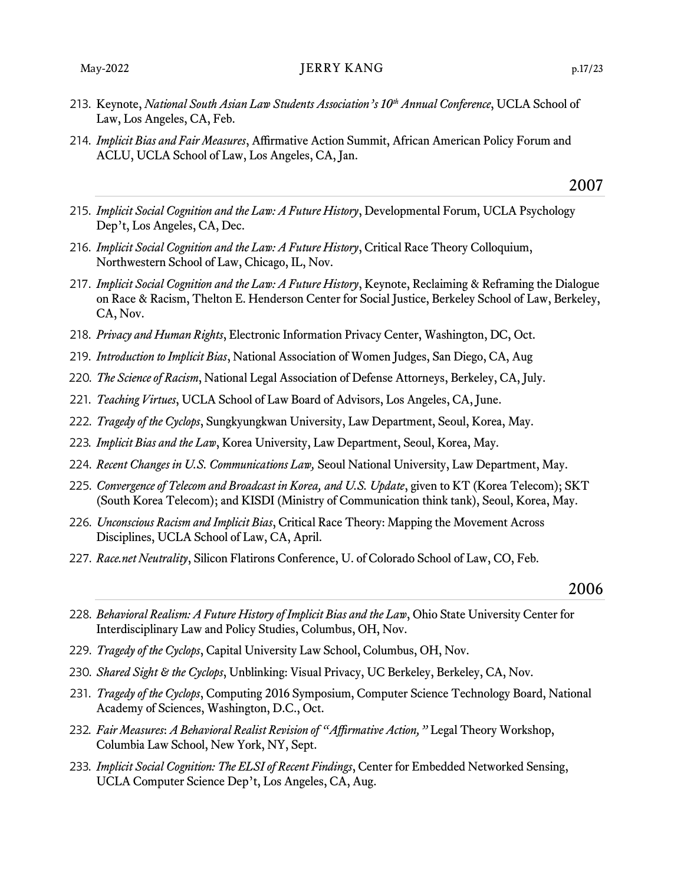213. Keynote, *National South Asian Law Students Association's 10th Annual Conference*, UCLA School of Law, Los Angeles, CA, Feb.
214. *Implicit Bias and Fair Measures*, Affirmative Action Summit, African American Policy Forum and ACLU, UCLA School of Law, Los Angeles, CA, Jan.

## 2007

215. *Implicit Social Cognition and the Law: A Future History*, Developmental Forum, UCLA Psychology Dep't, Los Angeles, CA, Dec.
216. *Implicit Social Cognition and the Law: A Future History*, Critical Race Theory Colloquium, Northwestern School of Law, Chicago, IL, Nov.
217. *Implicit Social Cognition and the Law: A Future History*, Keynote, Reclaiming & Reframing the Dialogue on Race & Racism, Thelton E. Henderson Center for Social Justice, Berkeley School of Law, Berkeley, CA, Nov.
218. *Privacy and Human Rights*, Electronic Information Privacy Center, Washington, DC, Oct.
219. *Introduction to Implicit Bias*, National Association of Women Judges, San Diego, CA, Aug
220. *The Science of Racism*, National Legal Association of Defense Attorneys, Berkeley, CA, July.
221. *Teaching Virtues*, UCLA School of Law Board of Advisors, Los Angeles, CA, June.
222. *Tragedy of the Cyclops*, Sungkyungkwan University, Law Department, Seoul, Korea, May.
223. *Implicit Bias and the Law*, Korea University, Law Department, Seoul, Korea, May.
224. *Recent Changes in U.S. Communications Law,* Seoul National University, Law Department, May.
225. *Convergence of Telecom and Broadcast in Korea, and U.S. Update*, given to KT (Korea Telecom); SKT (South Korea Telecom); and KISDI (Ministry of Communication think tank), Seoul, Korea, May.
226. *Unconscious Racism and Implicit Bias*, Critical Race Theory: Mapping the Movement Across Disciplines, UCLA School of Law, CA, April.
227. *Race.net Neutrality*, Silicon Flatirons Conference, U. of Colorado School of Law, CO, Feb.

## 2006

228. *Behavioral Realism: A Future History of Implicit Bias and the Law*, Ohio State University Center for Interdisciplinary Law and Policy Studies, Columbus, OH, Nov.
229. *Tragedy of the Cyclops*, Capital University Law School, Columbus, OH, Nov.
230. *Shared Sight & the Cyclops*, Unblinking: Visual Privacy, UC Berkeley, Berkeley, CA, Nov.
231. *Tragedy of the Cyclops*, Computing 2016 Symposium, Computer Science Technology Board, National Academy of Sciences, Washington, D.C., Oct.
232. *Fair Measures: A Behavioral Realist Revision of "Affirmative Action,"* Legal Theory Workshop, Columbia Law School, New York, NY, Sept.
233. *Implicit Social Cognition: The ELSI of Recent Findings*, Center for Embedded Networked Sensing, UCLA Computer Science Dep't, Los Angeles, CA, Aug.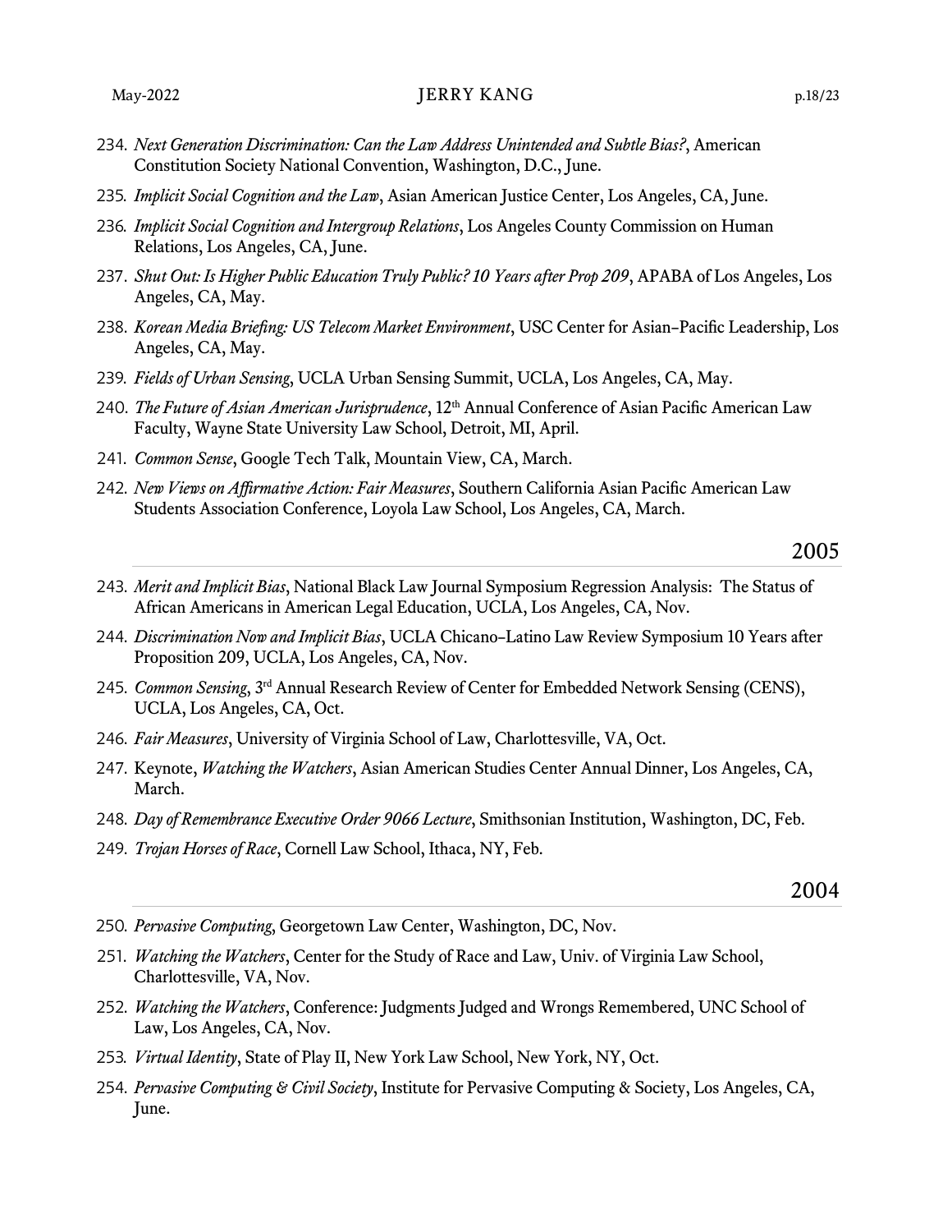234. *Next Generation Discrimination: Can the Law Address Unintended and Subtle Bias?*, American Constitution Society National Convention, Washington, D.C., June.
235. *Implicit Social Cognition and the Law*, Asian American Justice Center, Los Angeles, CA, June.
236. *Implicit Social Cognition and Intergroup Relations*, Los Angeles County Commission on Human Relations, Los Angeles, CA, June.
237. *Shut Out: Is Higher Public Education Truly Public? 10 Years after Prop 209*, APABA of Los Angeles, Los Angeles, CA, May.
238. *Korean Media Briefing: US Telecom Market Environment*, USC Center for Asian-Pacific Leadership, Los Angeles, CA, May.
239. *Fields of Urban Sensing*, UCLA Urban Sensing Summit, UCLA, Los Angeles, CA, May.
240. *The Future of Asian American Jurisprudence*, 12th Annual Conference of Asian Pacific American Law Faculty, Wayne State University Law School, Detroit, MI, April.
241. *Common Sense*, Google Tech Talk, Mountain View, CA, March.
242. *New Views on Affirmative Action: Fair Measures*, Southern California Asian Pacific American Law Students Association Conference, Loyola Law School, Los Angeles, CA, March.

## 2005

243. *Merit and Implicit Bias*, National Black Law Journal Symposium Regression Analysis: The Status of African Americans in American Legal Education, UCLA, Los Angeles, CA, Nov.
244. *Discrimination Now and Implicit Bias*, UCLA Chicano-Latino Law Review Symposium 10 Years after Proposition 209, UCLA, Los Angeles, CA, Nov.
245. *Common Sensing*, 3rd Annual Research Review of Center for Embedded Network Sensing (CENS), UCLA, Los Angeles, CA, Oct.
246. *Fair Measures*, University of Virginia School of Law, Charlottesville, VA, Oct.
247. Keynote, *Watching the Watchers*, Asian American Studies Center Annual Dinner, Los Angeles, CA, March.
248. *Day of Remembrance Executive Order 9066 Lecture*, Smithsonian Institution, Washington, DC, Feb.
249. *Trojan Horses of Race*, Cornell Law School, Ithaca, NY, Feb.

## 2004

250. *Pervasive Computing*, Georgetown Law Center, Washington, DC, Nov.
251. *Watching the Watchers*, Center for the Study of Race and Law, Univ. of Virginia Law School, Charlottesville, VA, Nov.
252. *Watching the Watchers*, Conference: Judgments Judged and Wrongs Remembered, UNC School of Law, Los Angeles, CA, Nov.
253. *Virtual Identity*, State of Play II, New York Law School, New York, NY, Oct.
254. *Pervasive Computing & Civil Society*, Institute for Pervasive Computing & Society, Los Angeles, CA, June.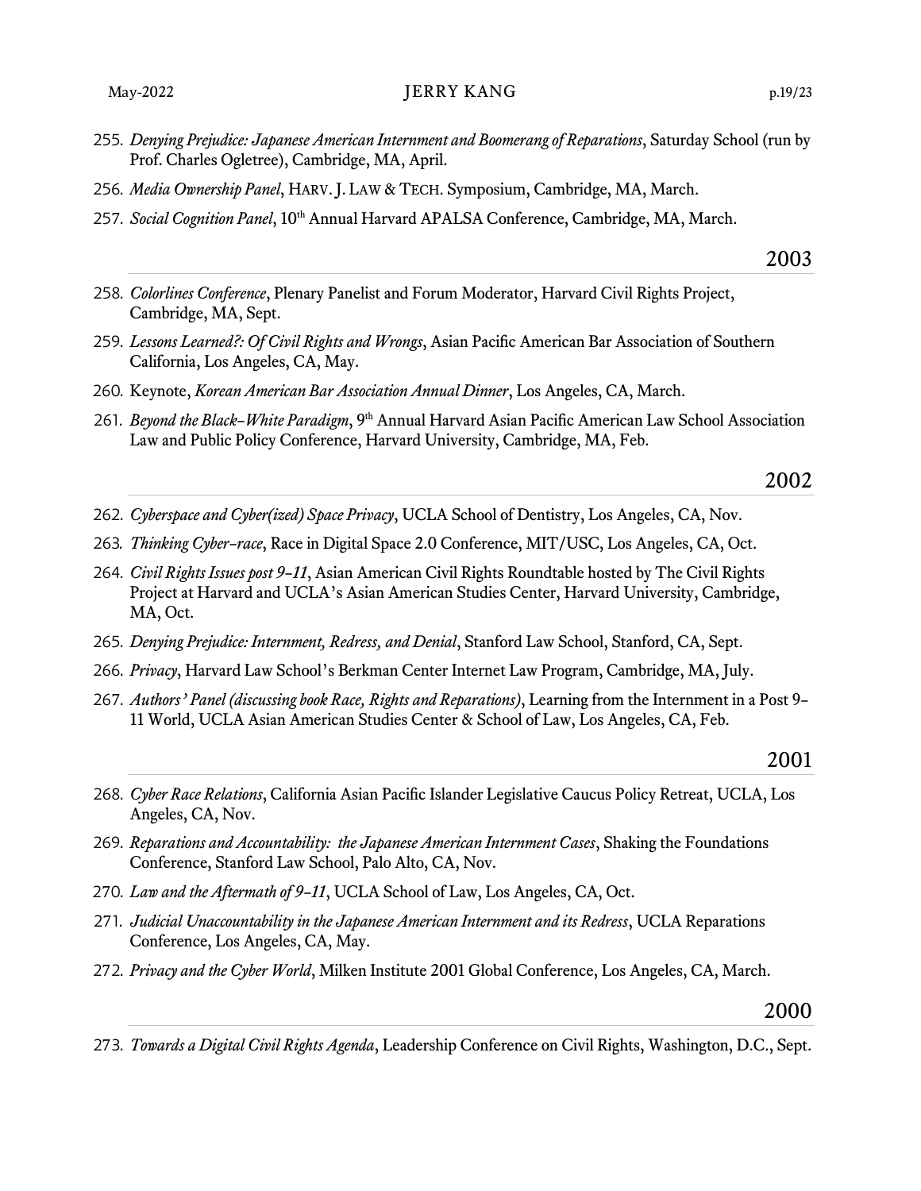255. *Denying Prejudice: Japanese American Internment and Boomerang of Reparations*, Saturday School (run by Prof. Charles Ogletree), Cambridge, MA, April.

256. *Media Ownership Panel*, HARV. J. LAW & TECH. Symposium, Cambridge, MA, March.

257. *Social Cognition Panel*, 10th Annual Harvard APALSA Conference, Cambridge, MA, March.

## 2003

258. *Colorlines Conference*, Plenary Panelist and Forum Moderator, Harvard Civil Rights Project, Cambridge, MA, Sept.

259. *Lessons Learned?: Of Civil Rights and Wrongs*, Asian Pacific American Bar Association of Southern California, Los Angeles, CA, May.

260. Keynote, *Korean American Bar Association Annual Dinner*, Los Angeles, CA, March.

261. *Beyond the Black-White Paradigm*, 9th Annual Harvard Asian Pacific American Law School Association Law and Public Policy Conference, Harvard University, Cambridge, MA, Feb.

## 2002

262. *Cyberspace and Cyber(ized) Space Privacy*, UCLA School of Dentistry, Los Angeles, CA, Nov.

263. *Thinking Cyber-race*, Race in Digital Space 2.0 Conference, MIT/USC, Los Angeles, CA, Oct.

264. *Civil Rights Issues post 9-11*, Asian American Civil Rights Roundtable hosted by The Civil Rights Project at Harvard and UCLA's Asian American Studies Center, Harvard University, Cambridge, MA, Oct.

265. *Denying Prejudice: Internment, Redress, and Denial*, Stanford Law School, Stanford, CA, Sept.

266. *Privacy*, Harvard Law School's Berkman Center Internet Law Program, Cambridge, MA, July.

267. *Authors' Panel (discussing book Race, Rights and Reparations)*, Learning from the Internment in a Post 9-11 World, UCLA Asian American Studies Center & School of Law, Los Angeles, CA, Feb.

## 2001

268. *Cyber Race Relations*, California Asian Pacific Islander Legislative Caucus Policy Retreat, UCLA, Los Angeles, CA, Nov.

269. *Reparations and Accountability: the Japanese American Internment Cases*, Shaking the Foundations Conference, Stanford Law School, Palo Alto, CA, Nov.

270. *Law and the Aftermath of 9-11*, UCLA School of Law, Los Angeles, CA, Oct.

271. *Judicial Unaccountability in the Japanese American Internment and its Redress*, UCLA Reparations Conference, Los Angeles, CA, May.

272. *Privacy and the Cyber World*, Milken Institute 2001 Global Conference, Los Angeles, CA, March.

## 2000

273. *Towards a Digital Civil Rights Agenda*, Leadership Conference on Civil Rights, Washington, D.C., Sept.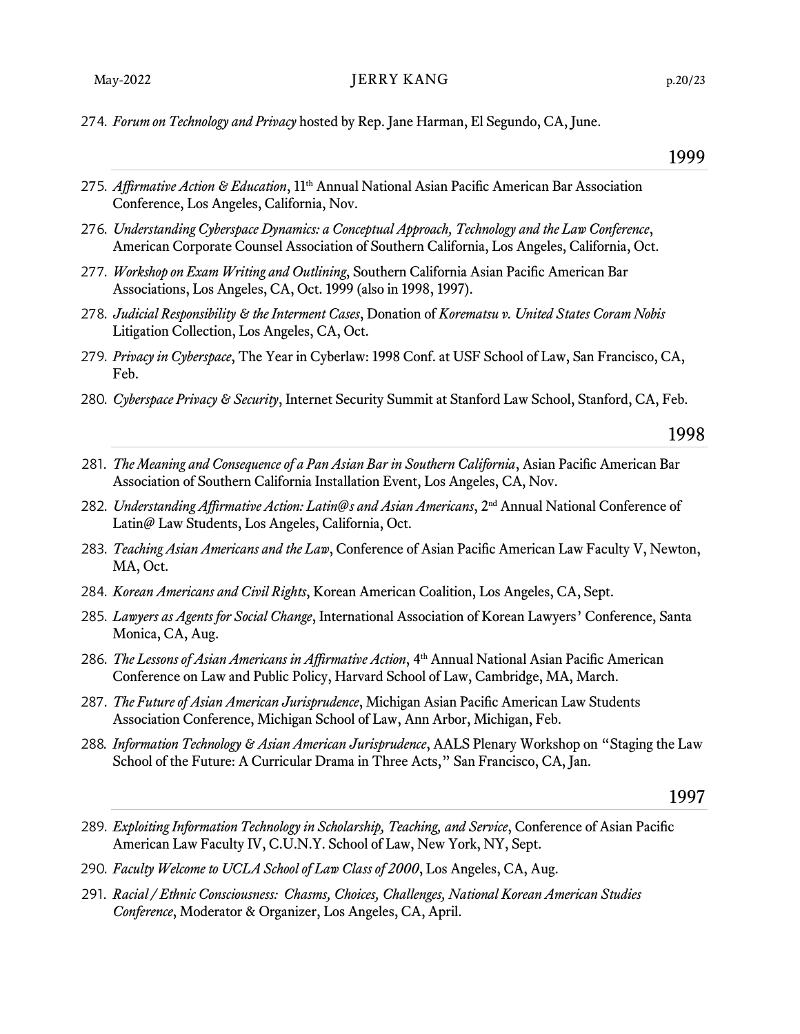274. *Forum on Technology and Privacy* hosted by Rep. Jane Harman, El Segundo, CA, June.

### 1999

275. *Affirmative Action & Education*, 11th Annual National Asian Pacific American Bar Association Conference, Los Angeles, California, Nov.
276. *Understanding Cyberspace Dynamics: a Conceptual Approach, Technology and the Law Conference*, American Corporate Counsel Association of Southern California, Los Angeles, California, Oct.
277. *Workshop on Exam Writing and Outlining*, Southern California Asian Pacific American Bar Associations, Los Angeles, CA, Oct. 1999 (also in 1998, 1997).
278. *Judicial Responsibility & the Interment Cases*, Donation of *Korematsu v. United States Coram Nobis* Litigation Collection, Los Angeles, CA, Oct.
279. *Privacy in Cyberspace*, The Year in Cyberlaw: 1998 Conf. at USF School of Law, San Francisco, CA, Feb.
280. *Cyberspace Privacy & Security*, Internet Security Summit at Stanford Law School, Stanford, CA, Feb.

### 1998

281. *The Meaning and Consequence of a Pan Asian Bar in Southern California*, Asian Pacific American Bar Association of Southern California Installation Event, Los Angeles, CA, Nov.
282. *Understanding Affirmative Action: Latin@s and Asian Americans*, 2nd Annual National Conference of Latin@ Law Students, Los Angeles, California, Oct.
283. *Teaching Asian Americans and the Law*, Conference of Asian Pacific American Law Faculty V, Newton, MA, Oct.
284. *Korean Americans and Civil Rights*, Korean American Coalition, Los Angeles, CA, Sept.
285. *Lawyers as Agents for Social Change*, International Association of Korean Lawyers' Conference, Santa Monica, CA, Aug.
286. *The Lessons of Asian Americans in Affirmative Action*, 4th Annual National Asian Pacific American Conference on Law and Public Policy, Harvard School of Law, Cambridge, MA, March.
287. *The Future of Asian American Jurisprudence*, Michigan Asian Pacific American Law Students Association Conference, Michigan School of Law, Ann Arbor, Michigan, Feb.
288. *Information Technology & Asian American Jurisprudence*, AALS Plenary Workshop on "Staging the Law School of the Future: A Curricular Drama in Three Acts," San Francisco, CA, Jan.

### 1997

289. *Exploiting Information Technology in Scholarship, Teaching, and Service*, Conference of Asian Pacific American Law Faculty IV, C.U.N.Y. School of Law, New York, NY, Sept.
290. *Faculty Welcome to UCLA School of Law Class of 2000*, Los Angeles, CA, Aug.
291. *Racial / Ethnic Consciousness: Chasms, Choices, Challenges, National Korean American Studies Conference*, Moderator & Organizer, Los Angeles, CA, April.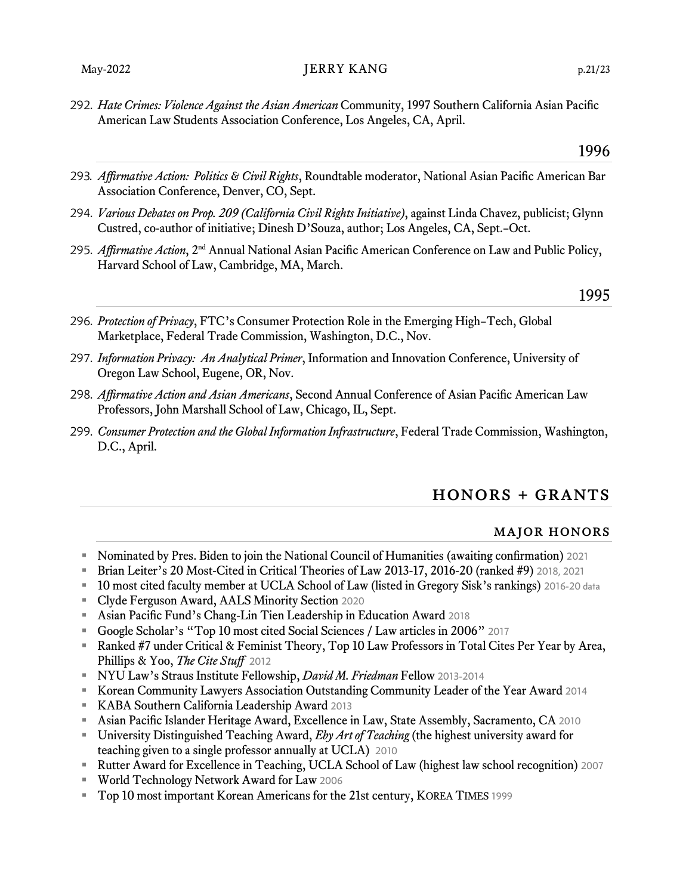292. *Hate Crimes: Violence Against the Asian American* Community, 1997 Southern California Asian Pacific American Law Students Association Conference, Los Angeles, CA, April.

### 1996

293. *Affirmative Action: Politics & Civil Rights*, Roundtable moderator, National Asian Pacific American Bar Association Conference, Denver, CO, Sept.
294. *Various Debates on Prop. 209 (California Civil Rights Initiative)*, against Linda Chavez, publicist; Glynn Custred, co-author of initiative; Dinesh D'Souza, author; Los Angeles, CA, Sept.–Oct.
295. *Affirmative Action*, 2nd Annual National Asian Pacific American Conference on Law and Public Policy, Harvard School of Law, Cambridge, MA, March.

### 1995

296. *Protection of Privacy*, FTC's Consumer Protection Role in the Emerging High–Tech, Global Marketplace, Federal Trade Commission, Washington, D.C., Nov.
297. *Information Privacy: An Analytical Primer*, Information and Innovation Conference, University of Oregon Law School, Eugene, OR, Nov.
298. *Affirmative Action and Asian Americans*, Second Annual Conference of Asian Pacific American Law Professors, John Marshall School of Law, Chicago, IL, Sept.
299. *Consumer Protection and the Global Information Infrastructure*, Federal Trade Commission, Washington, D.C., April.

## HONORS + GRANTS

### MAJOR HONORS

- Nominated by Pres. Biden to join the National Council of Humanities (awaiting confirmation) 2021
- Brian Leiter's 20 Most-Cited in Critical Theories of Law 2013-17, 2016-20 (ranked #9) 2018, 2021
- 10 most cited faculty member at UCLA School of Law (listed in Gregory Sisk's rankings) 2016-20 data
- Clyde Ferguson Award, AALS Minority Section 2020
- Asian Pacific Fund's Chang-Lin Tien Leadership in Education Award 2018
- Google Scholar's "Top 10 most cited Social Sciences / Law articles in 2006" 2017
- Ranked #7 under Critical & Feminist Theory, Top 10 Law Professors in Total Cites Per Year by Area, Phillips & Yoo, *The Cite Stuff* 2012
- NYU Law's Straus Institute Fellowship, *David M. Friedman* Fellow 2013-2014
- Korean Community Lawyers Association Outstanding Community Leader of the Year Award 2014
- KABA Southern California Leadership Award 2013
- Asian Pacific Islander Heritage Award, Excellence in Law, State Assembly, Sacramento, CA 2010
- University Distinguished Teaching Award, *Eby Art of Teaching* (the highest university award for teaching given to a single professor annually at UCLA) 2010
- Rutter Award for Excellence in Teaching, UCLA School of Law (highest law school recognition) 2007
- World Technology Network Award for Law 2006
- Top 10 most important Korean Americans for the 21st century, KOREA TIMES 1999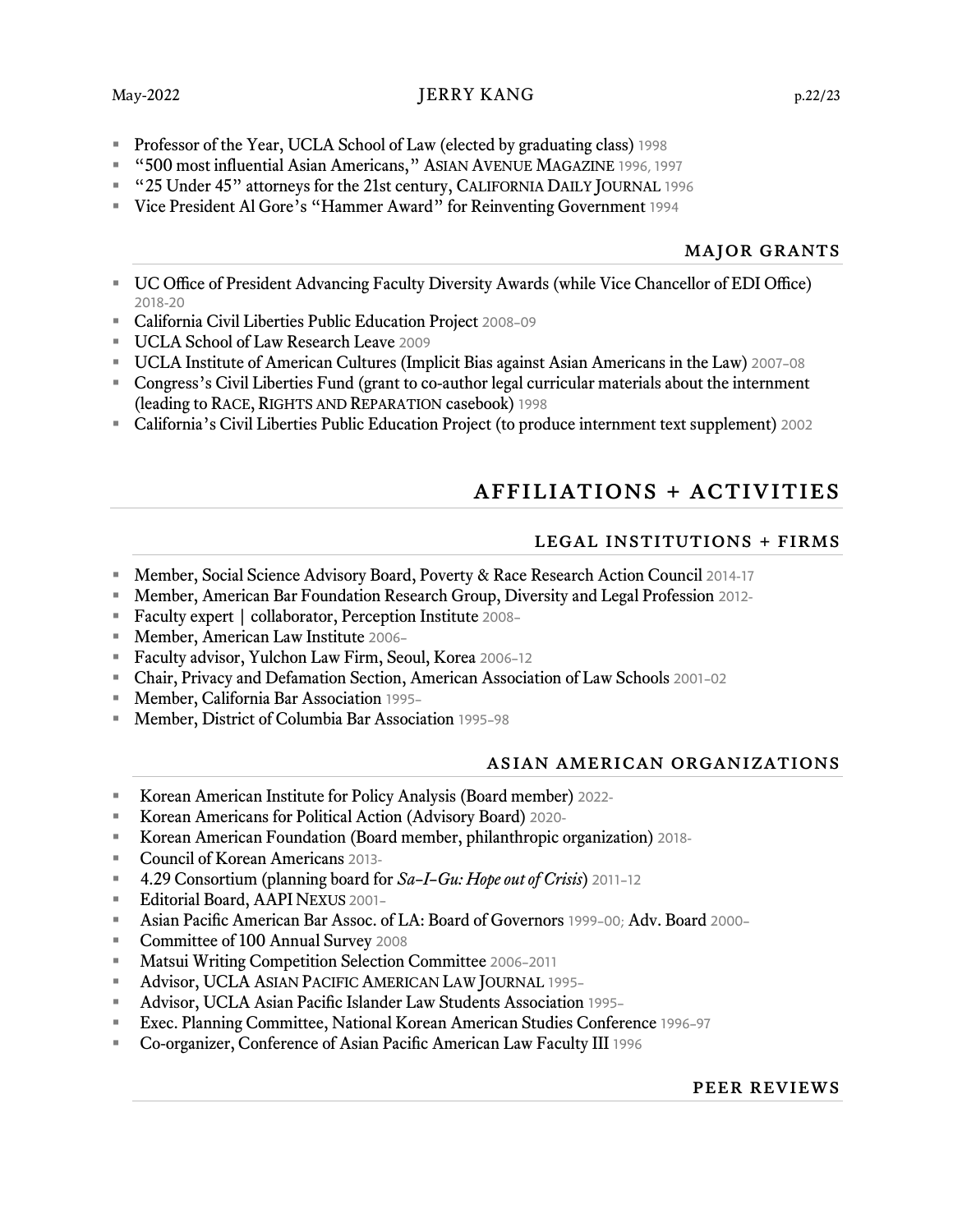- Professor of the Year, UCLA School of Law (elected by graduating class) 1998
- "500 most influential Asian Americans," ASIAN AVENUE MAGAZINE 1996, 1997
- "25 Under 45" attorneys for the 21st century, CALIFORNIA DAILY JOURNAL 1996
- Vice President Al Gore's "Hammer Award" for Reinventing Government 1994

### MAJOR GRANTS

- UC Office of President Advancing Faculty Diversity Awards (while Vice Chancellor of EDI Office) 2018-20
- California Civil Liberties Public Education Project 2008–09
- UCLA School of Law Research Leave 2009
- UCLA Institute of American Cultures (Implicit Bias against Asian Americans in the Law) 2007–08
- Congress's Civil Liberties Fund (grant to co-author legal curricular materials about the internment (leading to RACE, RIGHTS AND REPARATION casebook) 1998
- California's Civil Liberties Public Education Project (to produce internment text supplement) 2002

## AFFILIATIONS + ACTIVITIES

### LEGAL INSTITUTIONS + FIRMS

- Member, Social Science Advisory Board, Poverty & Race Research Action Council 2014-17
- Member, American Bar Foundation Research Group, Diversity and Legal Profession 2012-
- Faculty expert | collaborator, Perception Institute 2008–
- Member, American Law Institute 2006–
- Faculty advisor, Yulchon Law Firm, Seoul, Korea 2006–12
- Chair, Privacy and Defamation Section, American Association of Law Schools 2001–02
- Member, California Bar Association 1995–
- Member, District of Columbia Bar Association 1995–98

### ASIAN AMERICAN ORGANIZATIONS

- Korean American Institute for Policy Analysis (Board member) 2022-
- Korean Americans for Political Action (Advisory Board) 2020-
- Korean American Foundation (Board member, philanthropic organization) 2018-
- Council of Korean Americans 2013-
- 4.29 Consortium (planning board for *Sa–I–Gu: Hope out of Crisis*) 2011–12
- Editorial Board, AAPI NEXUS 2001–
- Asian Pacific American Bar Assoc. of LA: Board of Governors 1999–00; Adv. Board 2000–
- Committee of 100 Annual Survey 2008
- Matsui Writing Competition Selection Committee 2006–2011
- Advisor, UCLA ASIAN PACIFIC AMERICAN LAW JOURNAL 1995–
- Advisor, UCLA Asian Pacific Islander Law Students Association 1995–
- Exec. Planning Committee, National Korean American Studies Conference 1996–97
- Co-organizer, Conference of Asian Pacific American Law Faculty III 1996

### PEER REVIEWS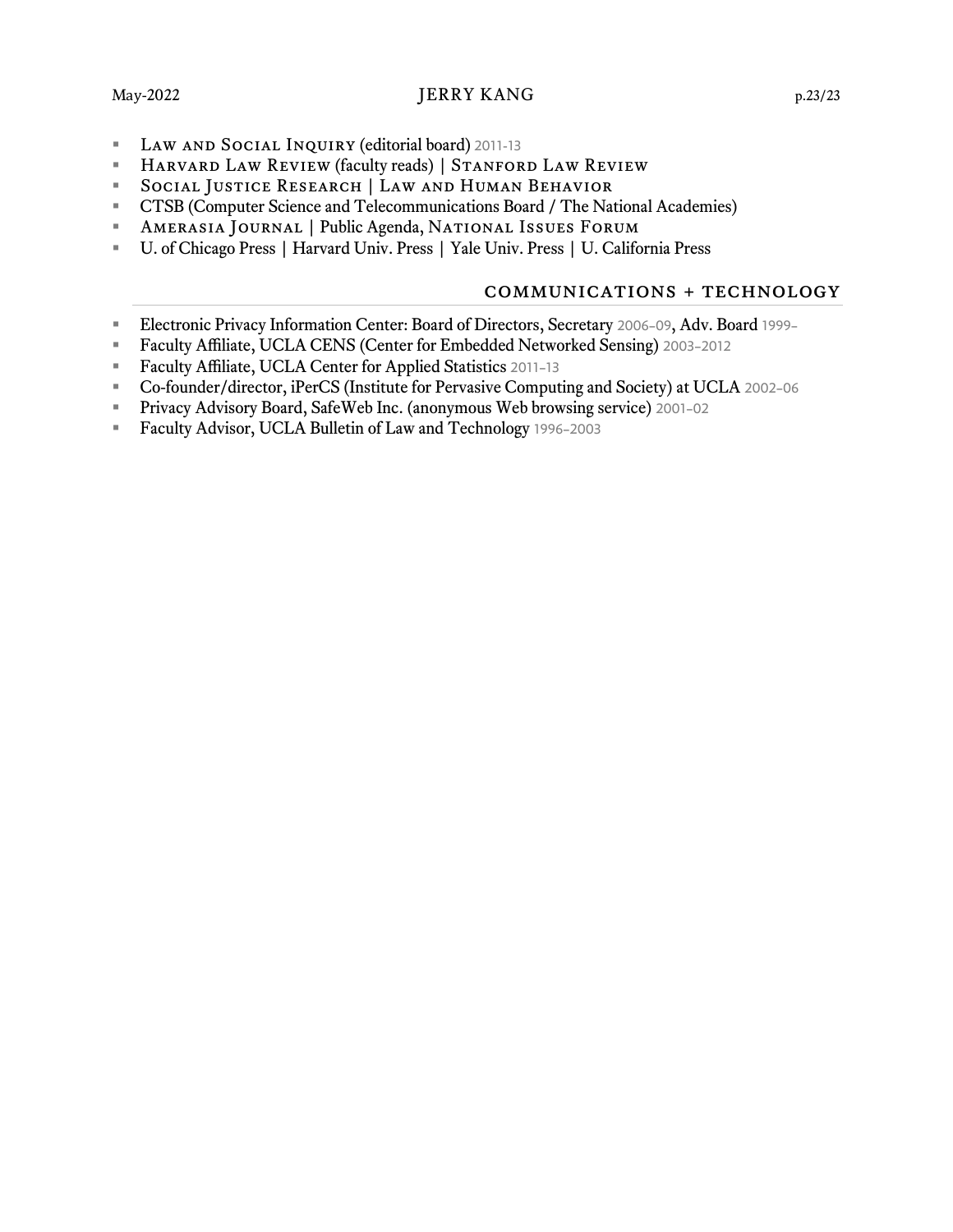- Law and Social Inquiry (editorial board) 2011-13
- Harvard Law Review (faculty reads) | Stanford Law Review
- Social Justice Research | Law and Human Behavior
- CTSB (Computer Science and Telecommunications Board / The National Academies)
- Amerasia Journal | Public Agenda, National Issues Forum
- U. of Chicago Press | Harvard Univ. Press | Yale Univ. Press | U. California Press

## COMMUNICATIONS + TECHNOLOGY

- Electronic Privacy Information Center: Board of Directors, Secretary 2006–09, Adv. Board 1999–
- Faculty Affiliate, UCLA CENS (Center for Embedded Networked Sensing) 2003–2012
- Faculty Affiliate, UCLA Center for Applied Statistics 2011–13
- Co-founder/director, iPerCS (Institute for Pervasive Computing and Society) at UCLA 2002–06
- Privacy Advisory Board, SafeWeb Inc. (anonymous Web browsing service) 2001–02
- Faculty Advisor, UCLA Bulletin of Law and Technology 1996–2003